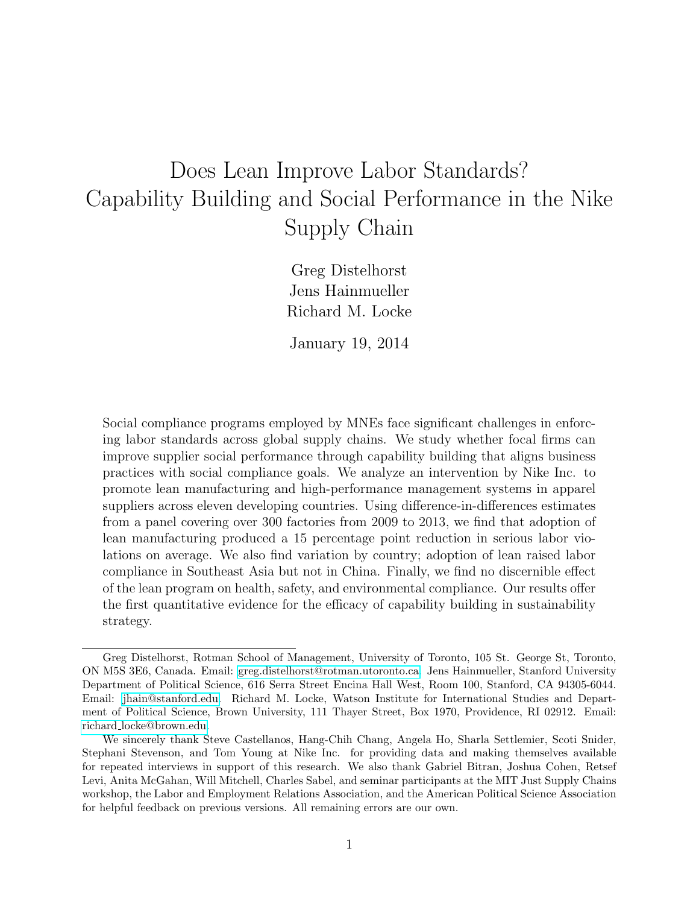# Does Lean Improve Labor Standards? Capability Building and Social Performance in the Nike Supply Chain

Greg Distelhorst
Jens Hainmueller
Richard M. Locke

January 19, 2014

Social compliance programs employed by MNEs face significant challenges in enforcing labor standards across global supply chains. We study whether focal firms can improve supplier social performance through capability building that aligns business practices with social compliance goals. We analyze an intervention by Nike Inc. to promote lean manufacturing and high-performance management systems in apparel suppliers across eleven developing countries. Using difference-in-differences estimates from a panel covering over 300 factories from 2009 to 2013, we find that adoption of lean manufacturing produced a 15 percentage point reduction in serious labor violations on average. We also find variation by country; adoption of lean raised labor compliance in Southeast Asia but not in China. Finally, we find no discernible effect of the lean program on health, safety, and environmental compliance. Our results offer the first quantitative evidence for the efficacy of capability building in sustainability strategy.

---

Greg Distelhorst, Rotman School of Management, University of Toronto, 105 St. George St, Toronto, ON M5S 3E6, Canada. Email: greg.distelhorst@rotman.utoronto.ca. Jens Hainmueller, Stanford University Department of Political Science, 616 Serra Street Encina Hall West, Room 100, Stanford, CA 94305-6044. Email: jhain@stanford.edu. Richard M. Locke, Watson Institute for International Studies and Department of Political Science, Brown University, 111 Thayer Street, Box 1970, Providence, RI 02912. Email: richard_locke@brown.edu.

We sincerely thank Steve Castellanos, Hang-Chih Chang, Angela Ho, Sharla Settlemier, Scoti Snider, Stephani Stevenson, and Tom Young at Nike Inc. for providing data and making themselves available for repeated interviews in support of this research. We also thank Gabriel Bitran, Joshua Cohen, Retsef Levi, Anita McGahan, Will Mitchell, Charles Sabel, and seminar participants at the MIT Just Supply Chains workshop, the Labor and Employment Relations Association, and the American Political Science Association for helpful feedback on previous versions. All remaining errors are our own.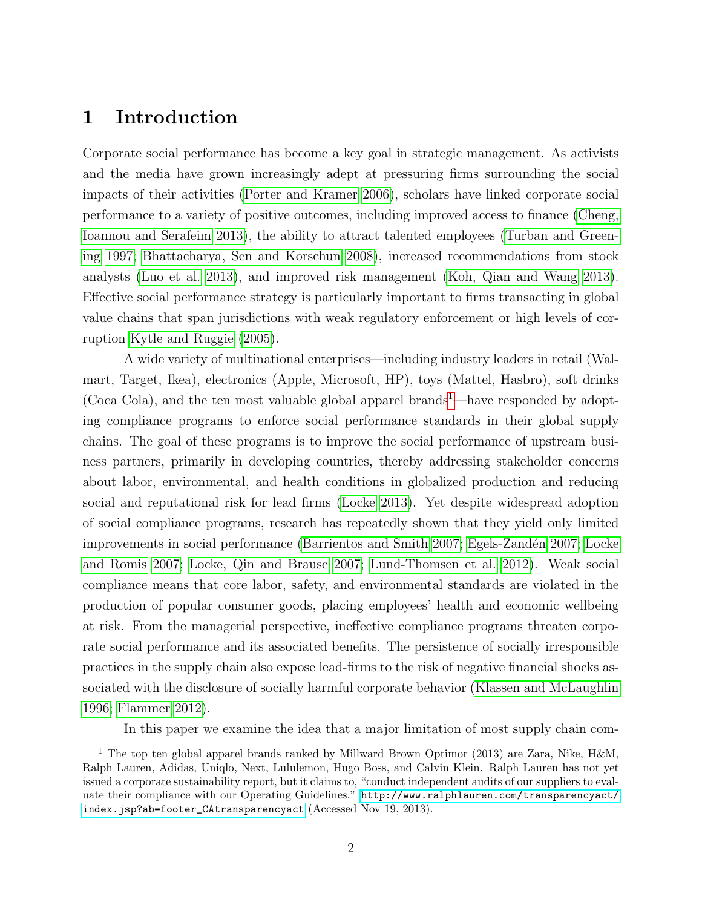# 1 Introduction

Corporate social performance has become a key goal in strategic management. As activists and the media have grown increasingly adept at pressuring firms surrounding the social impacts of their activities (Porter and Kramer 2006), scholars have linked corporate social performance to a variety of positive outcomes, including improved access to finance (Cheng, Ioannou and Serafeim 2013), the ability to attract talented employees (Turban and Greening 1997; Bhattacharya, Sen and Korschun 2008), increased recommendations from stock analysts (Luo et al. 2013), and improved risk management (Koh, Qian and Wang 2013). Effective social performance strategy is particularly important to firms transacting in global value chains that span jurisdictions with weak regulatory enforcement or high levels of corruption Kytle and Ruggie (2005).

A wide variety of multinational enterprises—including industry leaders in retail (Walmart, Target, Ikea), electronics (Apple, Microsoft, HP), toys (Mattel, Hasbro), soft drinks (Coca Cola), and the ten most valuable global apparel brands[1]—have responded by adopting compliance programs to enforce social performance standards in their global supply chains. The goal of these programs is to improve the social performance of upstream business partners, primarily in developing countries, thereby addressing stakeholder concerns about labor, environmental, and health conditions in globalized production and reducing social and reputational risk for lead firms (Locke 2013). Yet despite widespread adoption of social compliance programs, research has repeatedly shown that they yield only limited improvements in social performance (Barrientos and Smith 2007; Egels-Zandén 2007; Locke and Romis 2007; Locke, Qin and Brause 2007; Lund-Thomsen et al. 2012). Weak social compliance means that core labor, safety, and environmental standards are violated in the production of popular consumer goods, placing employees' health and economic wellbeing at risk. From the managerial perspective, ineffective compliance programs threaten corporate social performance and its associated benefits. The persistence of socially irresponsible practices in the supply chain also expose lead-firms to the risk of negative financial shocks associated with the disclosure of socially harmful corporate behavior (Klassen and McLaughlin 1996; Flammer 2012).

In this paper we examine the idea that a major limitation of most supply chain com-

[1] The top ten global apparel brands ranked by Millward Brown Optimor (2013) are Zara, Nike, H&M, Ralph Lauren, Adidas, Uniqlo, Next, Lululemon, Hugo Boss, and Calvin Klein. Ralph Lauren has not yet issued a corporate sustainability report, but it claims to, "conduct independent audits of our suppliers to evaluate their compliance with our Operating Guidelines." http://www.ralphlauren.com/transparencyact/index.jsp?ab=footer_CAtransparencyact (Accessed Nov 19, 2013).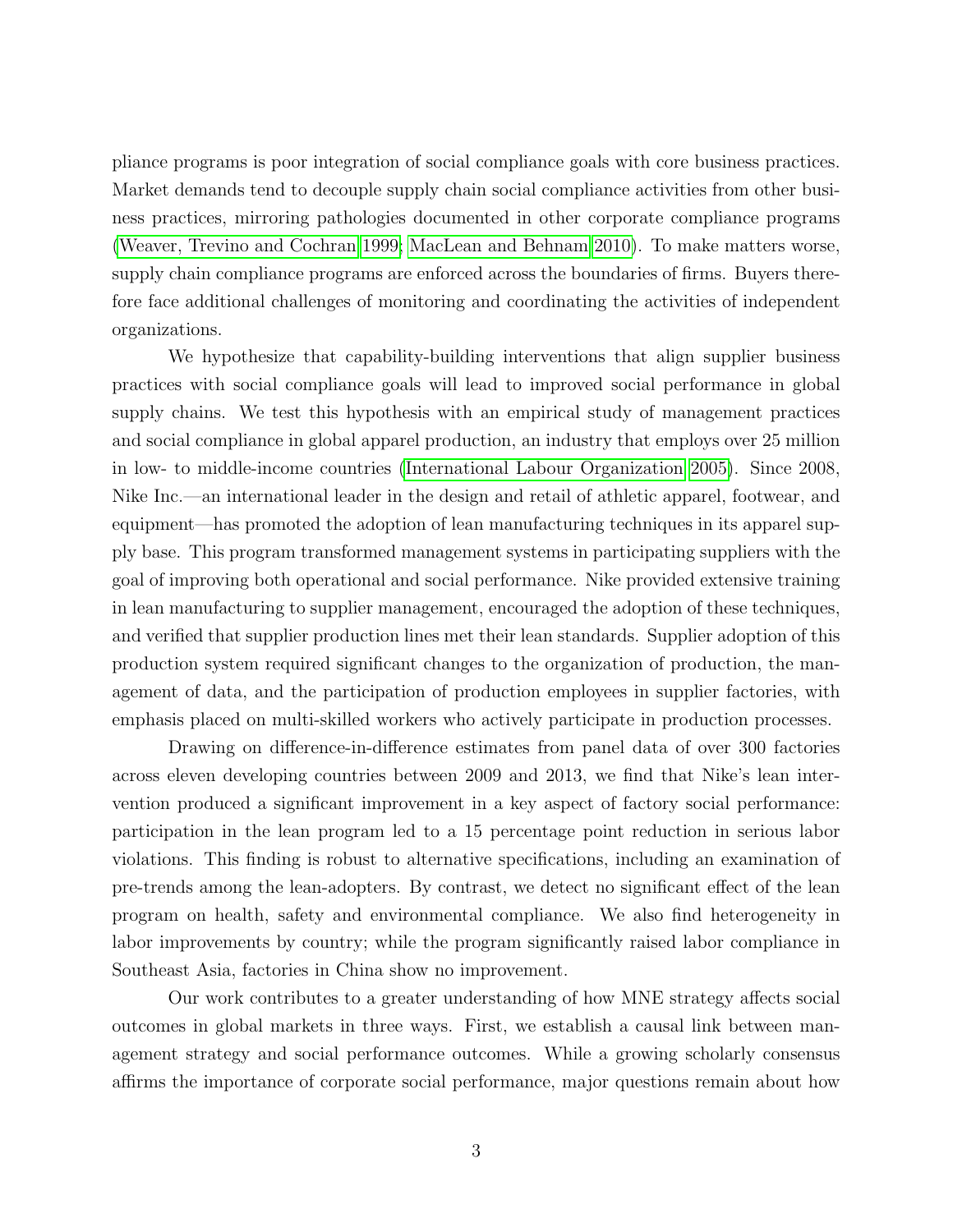pliance programs is poor integration of social compliance goals with core business practices. Market demands tend to decouple supply chain social compliance activities from other business practices, mirroring pathologies documented in other corporate compliance programs (Weaver, Trevino and Cochran 1999; MacLean and Behnam 2010). To make matters worse, supply chain compliance programs are enforced across the boundaries of firms. Buyers therefore face additional challenges of monitoring and coordinating the activities of independent organizations.

We hypothesize that capability-building interventions that align supplier business practices with social compliance goals will lead to improved social performance in global supply chains. We test this hypothesis with an empirical study of management practices and social compliance in global apparel production, an industry that employs over 25 million in low- to middle-income countries (International Labour Organization 2005). Since 2008, Nike Inc.—an international leader in the design and retail of athletic apparel, footwear, and equipment—has promoted the adoption of lean manufacturing techniques in its apparel supply base. This program transformed management systems in participating suppliers with the goal of improving both operational and social performance. Nike provided extensive training in lean manufacturing to supplier management, encouraged the adoption of these techniques, and verified that supplier production lines met their lean standards. Supplier adoption of this production system required significant changes to the organization of production, the management of data, and the participation of production employees in supplier factories, with emphasis placed on multi-skilled workers who actively participate in production processes.

Drawing on difference-in-difference estimates from panel data of over 300 factories across eleven developing countries between 2009 and 2013, we find that Nike's lean intervention produced a significant improvement in a key aspect of factory social performance: participation in the lean program led to a 15 percentage point reduction in serious labor violations. This finding is robust to alternative specifications, including an examination of pre-trends among the lean-adopters. By contrast, we detect no significant effect of the lean program on health, safety and environmental compliance. We also find heterogeneity in labor improvements by country; while the program significantly raised labor compliance in Southeast Asia, factories in China show no improvement.

Our work contributes to a greater understanding of how MNE strategy affects social outcomes in global markets in three ways. First, we establish a causal link between management strategy and social performance outcomes. While a growing scholarly consensus affirms the importance of corporate social performance, major questions remain about how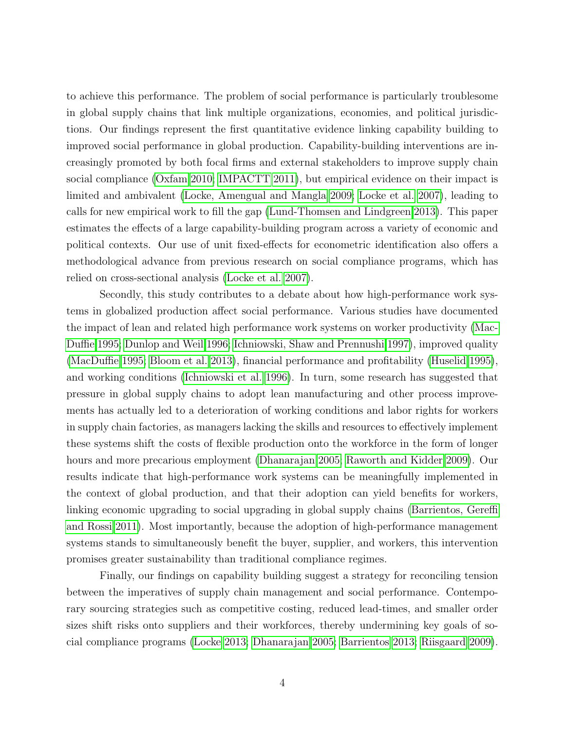to achieve this performance. The problem of social performance is particularly troublesome in global supply chains that link multiple organizations, economies, and political jurisdictions. Our findings represent the first quantitative evidence linking capability building to improved social performance in global production. Capability-building interventions are increasingly promoted by both focal firms and external stakeholders to improve supply chain social compliance (Oxfam 2010; IMPACTT 2011), but empirical evidence on their impact is limited and ambivalent (Locke, Amengual and Mangla 2009; Locke et al. 2007), leading to calls for new empirical work to fill the gap (Lund-Thomsen and Lindgreen 2013). This paper estimates the effects of a large capability-building program across a variety of economic and political contexts. Our use of unit fixed-effects for econometric identification also offers a methodological advance from previous research on social compliance programs, which has relied on cross-sectional analysis (Locke et al. 2007).

Secondly, this study contributes to a debate about how high-performance work systems in globalized production affect social performance. Various studies have documented the impact of lean and related high performance work systems on worker productivity (MacDuffie 1995; Dunlop and Weil 1996; Ichniowski, Shaw and Prennushi 1997), improved quality (MacDuffie 1995; Bloom et al. 2013), financial performance and profitability (Huselid 1995), and working conditions (Ichniowski et al. 1996). In turn, some research has suggested that pressure in global supply chains to adopt lean manufacturing and other process improvements has actually led to a deterioration of working conditions and labor rights for workers in supply chain factories, as managers lacking the skills and resources to effectively implement these systems shift the costs of flexible production onto the workforce in the form of longer hours and more precarious employment (Dhanarajan 2005; Raworth and Kidder 2009). Our results indicate that high-performance work systems can be meaningfully implemented in the context of global production, and that their adoption can yield benefits for workers, linking economic upgrading to social upgrading in global supply chains (Barrientos, Gereffi and Rossi 2011). Most importantly, because the adoption of high-performance management systems stands to simultaneously benefit the buyer, supplier, and workers, this intervention promises greater sustainability than traditional compliance regimes.

Finally, our findings on capability building suggest a strategy for reconciling tension between the imperatives of supply chain management and social performance. Contemporary sourcing strategies such as competitive costing, reduced lead-times, and smaller order sizes shift risks onto suppliers and their workforces, thereby undermining key goals of social compliance programs (Locke 2013; Dhanarajan 2005; Barrientos 2013; Riisgaard 2009).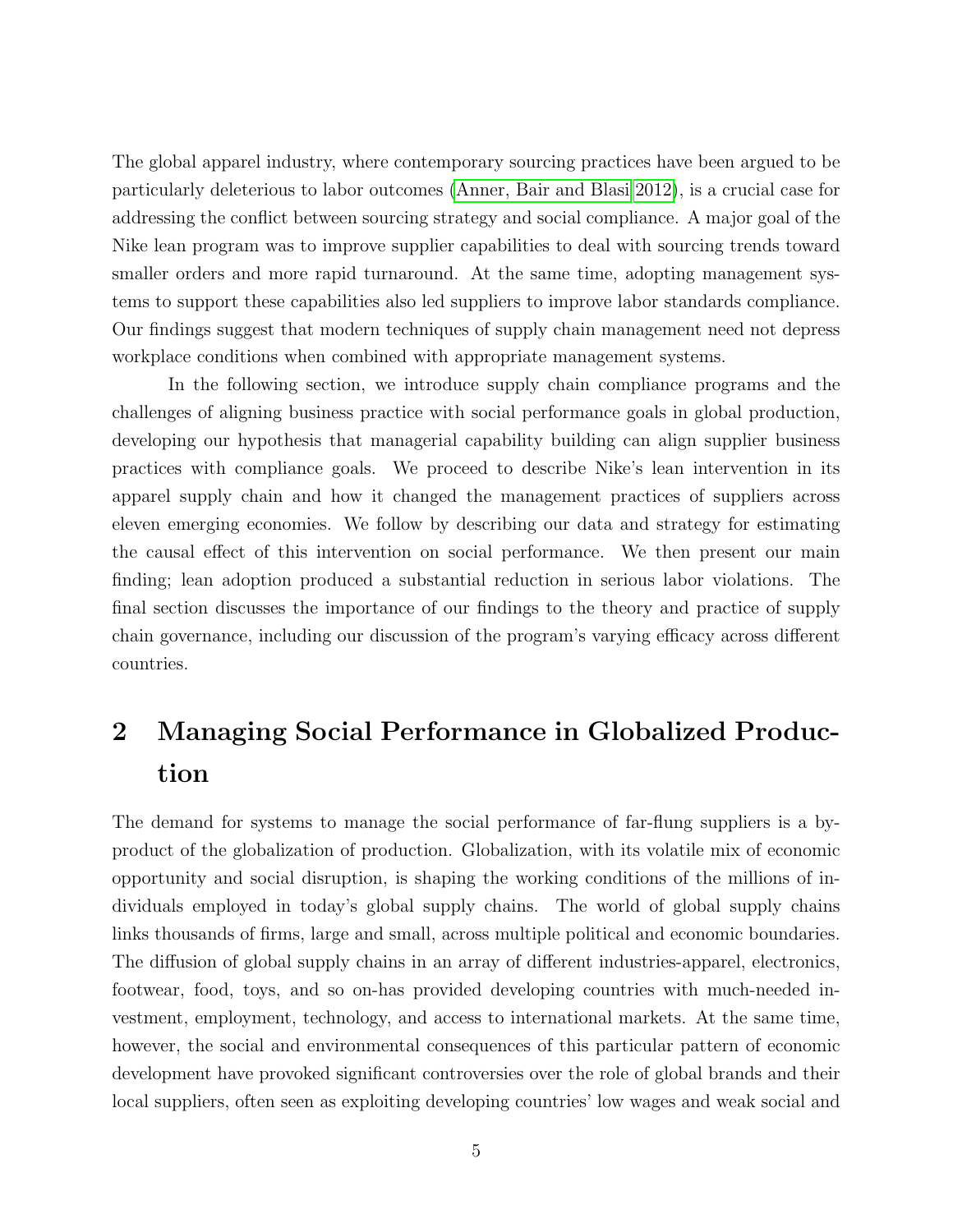The global apparel industry, where contemporary sourcing practices have been argued to be particularly deleterious to labor outcomes (Anner, Bair and Blasi 2012), is a crucial case for addressing the conflict between sourcing strategy and social compliance. A major goal of the Nike lean program was to improve supplier capabilities to deal with sourcing trends toward smaller orders and more rapid turnaround. At the same time, adopting management systems to support these capabilities also led suppliers to improve labor standards compliance. Our findings suggest that modern techniques of supply chain management need not depress workplace conditions when combined with appropriate management systems.

In the following section, we introduce supply chain compliance programs and the challenges of aligning business practice with social performance goals in global production, developing our hypothesis that managerial capability building can align supplier business practices with compliance goals. We proceed to describe Nike's lean intervention in its apparel supply chain and how it changed the management practices of suppliers across eleven emerging economies. We follow by describing our data and strategy for estimating the causal effect of this intervention on social performance. We then present our main finding; lean adoption produced a substantial reduction in serious labor violations. The final section discusses the importance of our findings to the theory and practice of supply chain governance, including our discussion of the program's varying efficacy across different countries.

## 2 Managing Social Performance in Globalized Production

The demand for systems to manage the social performance of far-flung suppliers is a byproduct of the globalization of production. Globalization, with its volatile mix of economic opportunity and social disruption, is shaping the working conditions of the millions of individuals employed in today's global supply chains. The world of global supply chains links thousands of firms, large and small, across multiple political and economic boundaries. The diffusion of global supply chains in an array of different industries-apparel, electronics, footwear, food, toys, and so on-has provided developing countries with much-needed investment, employment, technology, and access to international markets. At the same time, however, the social and environmental consequences of this particular pattern of economic development have provoked significant controversies over the role of global brands and their local suppliers, often seen as exploiting developing countries' low wages and weak social and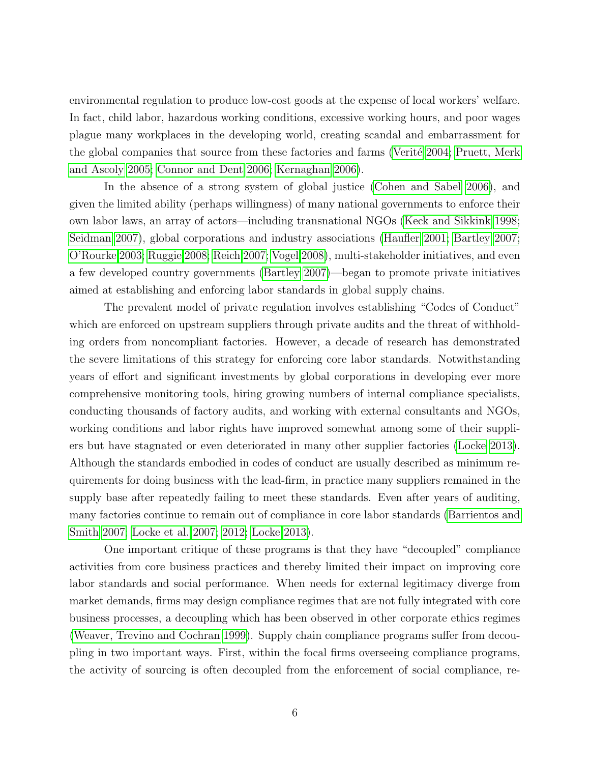environmental regulation to produce low-cost goods at the expense of local workers' welfare. In fact, child labor, hazardous working conditions, excessive working hours, and poor wages plague many workplaces in the developing world, creating scandal and embarrassment for the global companies that source from these factories and farms (Verité 2004; Pruett, Merk and Ascoly 2005; Connor and Dent 2006; Kernaghan 2006).

In the absence of a strong system of global justice (Cohen and Sabel 2006), and given the limited ability (perhaps willingness) of many national governments to enforce their own labor laws, an array of actors—including transnational NGOs (Keck and Sikkink 1998; Seidman 2007), global corporations and industry associations (Haufler 2001; Bartley 2007; O'Rourke 2003; Ruggie 2008; Reich 2007; Vogel 2008), multi-stakeholder initiatives, and even a few developed country governments (Bartley 2007)—began to promote private initiatives aimed at establishing and enforcing labor standards in global supply chains.

The prevalent model of private regulation involves establishing "Codes of Conduct" which are enforced on upstream suppliers through private audits and the threat of withholding orders from noncompliant factories. However, a decade of research has demonstrated the severe limitations of this strategy for enforcing core labor standards. Notwithstanding years of effort and significant investments by global corporations in developing ever more comprehensive monitoring tools, hiring growing numbers of internal compliance specialists, conducting thousands of factory audits, and working with external consultants and NGOs, working conditions and labor rights have improved somewhat among some of their suppliers but have stagnated or even deteriorated in many other supplier factories (Locke 2013). Although the standards embodied in codes of conduct are usually described as minimum requirements for doing business with the lead-firm, in practice many suppliers remained in the supply base after repeatedly failing to meet these standards. Even after years of auditing, many factories continue to remain out of compliance in core labor standards (Barrientos and Smith 2007; Locke et al. 2007; 2012; Locke 2013).

One important critique of these programs is that they have "decoupled" compliance activities from core business practices and thereby limited their impact on improving core labor standards and social performance. When needs for external legitimacy diverge from market demands, firms may design compliance regimes that are not fully integrated with core business processes, a decoupling which has been observed in other corporate ethics regimes (Weaver, Trevino and Cochran 1999). Supply chain compliance programs suffer from decoupling in two important ways. First, within the focal firms overseeing compliance programs, the activity of sourcing is often decoupled from the enforcement of social compliance, re-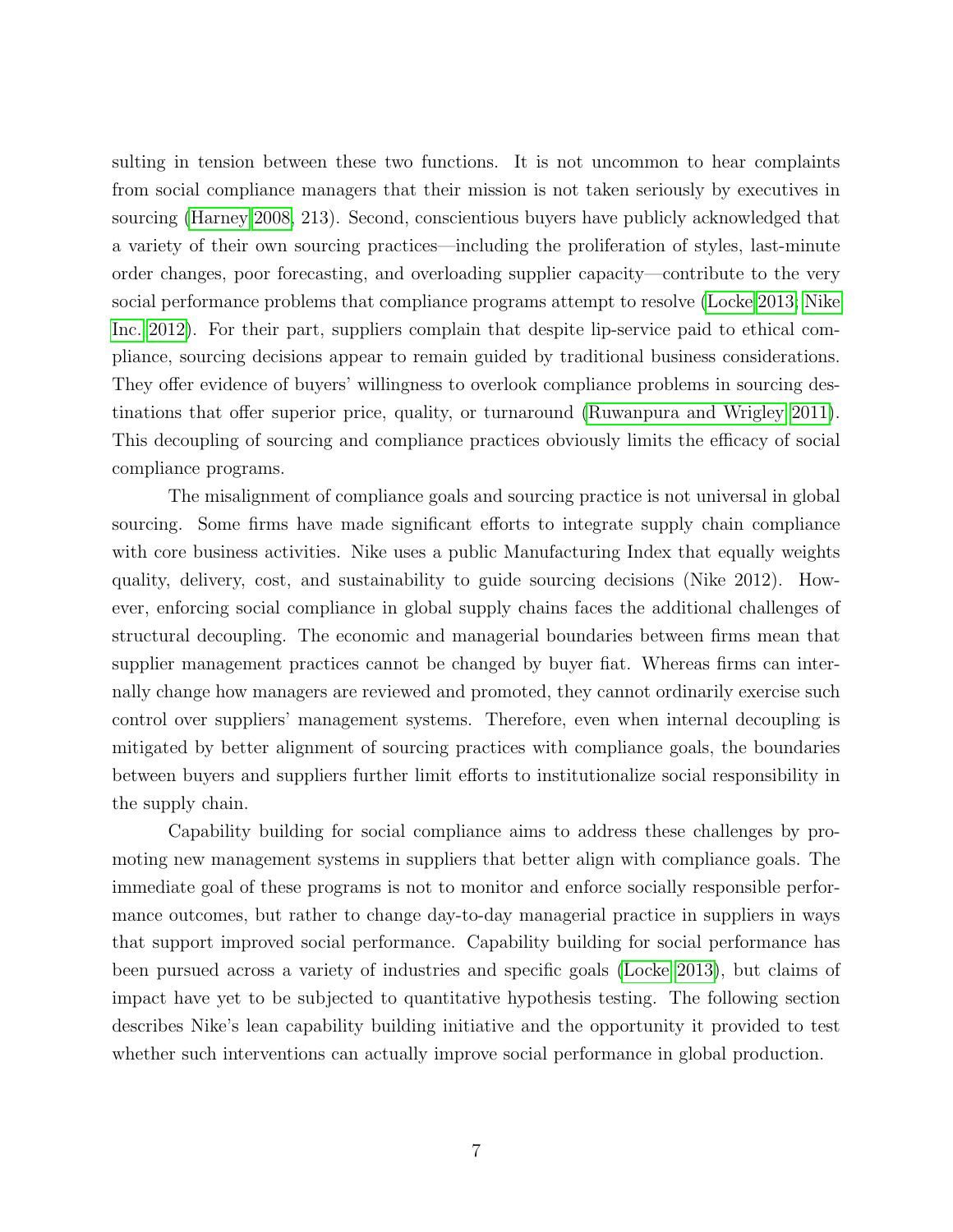sulting in tension between these two functions. It is not uncommon to hear complaints from social compliance managers that their mission is not taken seriously by executives in sourcing (Harney 2008, 213). Second, conscientious buyers have publicly acknowledged that a variety of their own sourcing practices—including the proliferation of styles, last-minute order changes, poor forecasting, and overloading supplier capacity—contribute to the very social performance problems that compliance programs attempt to resolve (Locke 2013; Nike Inc. 2012). For their part, suppliers complain that despite lip-service paid to ethical compliance, sourcing decisions appear to remain guided by traditional business considerations. They offer evidence of buyers' willingness to overlook compliance problems in sourcing destinations that offer superior price, quality, or turnaround (Ruwanpura and Wrigley 2011). This decoupling of sourcing and compliance practices obviously limits the efficacy of social compliance programs.

The misalignment of compliance goals and sourcing practice is not universal in global sourcing. Some firms have made significant efforts to integrate supply chain compliance with core business activities. Nike uses a public Manufacturing Index that equally weights quality, delivery, cost, and sustainability to guide sourcing decisions (Nike 2012). However, enforcing social compliance in global supply chains faces the additional challenges of structural decoupling. The economic and managerial boundaries between firms mean that supplier management practices cannot be changed by buyer fiat. Whereas firms can internally change how managers are reviewed and promoted, they cannot ordinarily exercise such control over suppliers' management systems. Therefore, even when internal decoupling is mitigated by better alignment of sourcing practices with compliance goals, the boundaries between buyers and suppliers further limit efforts to institutionalize social responsibility in the supply chain.

Capability building for social compliance aims to address these challenges by promoting new management systems in suppliers that better align with compliance goals. The immediate goal of these programs is not to monitor and enforce socially responsible performance outcomes, but rather to change day-to-day managerial practice in suppliers in ways that support improved social performance. Capability building for social performance has been pursued across a variety of industries and specific goals (Locke 2013), but claims of impact have yet to be subjected to quantitative hypothesis testing. The following section describes Nike's lean capability building initiative and the opportunity it provided to test whether such interventions can actually improve social performance in global production.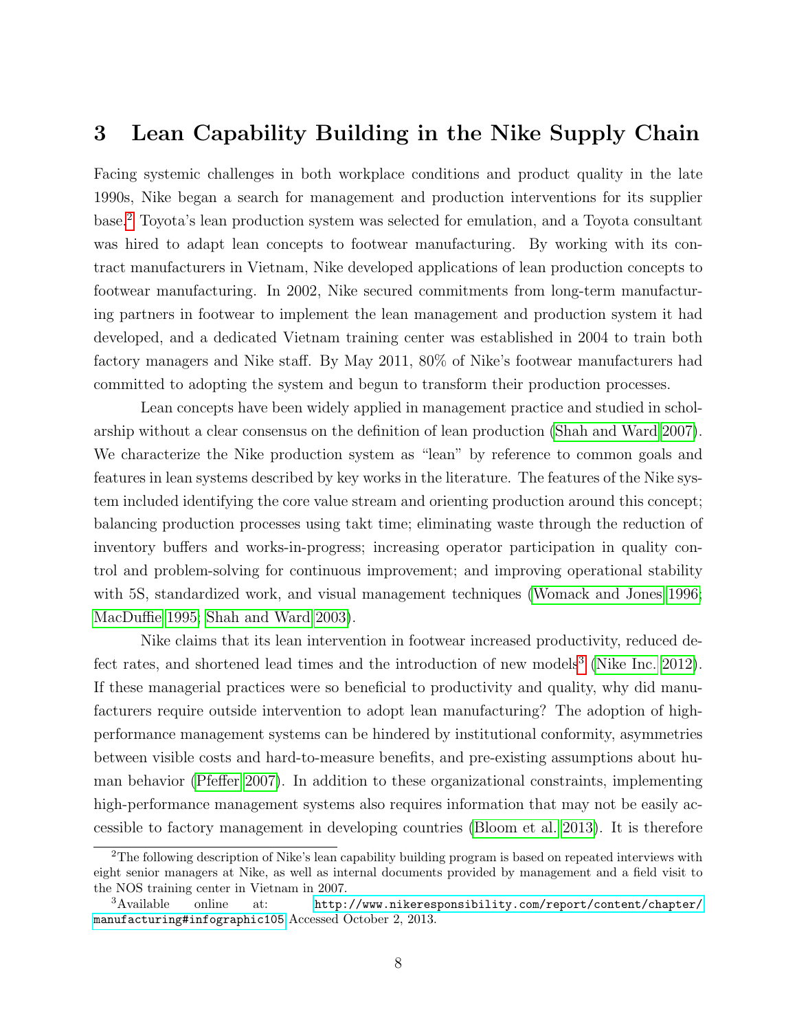# 3 Lean Capability Building in the Nike Supply Chain

Facing systemic challenges in both workplace conditions and product quality in the late 1990s, Nike began a search for management and production interventions for its supplier base.[2] Toyota's lean production system was selected for emulation, and a Toyota consultant was hired to adapt lean concepts to footwear manufacturing. By working with its contract manufacturers in Vietnam, Nike developed applications of lean production concepts to footwear manufacturing. In 2002, Nike secured commitments from long-term manufacturing partners in footwear to implement the lean management and production system it had developed, and a dedicated Vietnam training center was established in 2004 to train both factory managers and Nike staff. By May 2011, 80% of Nike's footwear manufacturers had committed to adopting the system and begun to transform their production processes.

Lean concepts have been widely applied in management practice and studied in scholarship without a clear consensus on the definition of lean production (Shah and Ward 2007). We characterize the Nike production system as "lean" by reference to common goals and features in lean systems described by key works in the literature. The features of the Nike system included identifying the core value stream and orienting production around this concept; balancing production processes using takt time; eliminating waste through the reduction of inventory buffers and works-in-progress; increasing operator participation in quality control and problem-solving for continuous improvement; and improving operational stability with 5S, standardized work, and visual management techniques (Womack and Jones 1996; MacDuffie 1995; Shah and Ward 2003).

Nike claims that its lean intervention in footwear increased productivity, reduced defect rates, and shortened lead times and the introduction of new models[3] (Nike Inc. 2012). If these managerial practices were so beneficial to productivity and quality, why did manufacturers require outside intervention to adopt lean manufacturing? The adoption of high-performance management systems can be hindered by institutional conformity, asymmetries between visible costs and hard-to-measure benefits, and pre-existing assumptions about human behavior (Pfeffer 2007). In addition to these organizational constraints, implementing high-performance management systems also requires information that may not be easily accessible to factory management in developing countries (Bloom et al. 2013). It is therefore

[2] The following description of Nike's lean capability building program is based on repeated interviews with eight senior managers at Nike, as well as internal documents provided by management and a field visit to the NOS training center in Vietnam in 2007.

[3] Available online at: http://www.nikeresponsibility.com/report/content/chapter/manufacturing#infographic105 Accessed October 2, 2013.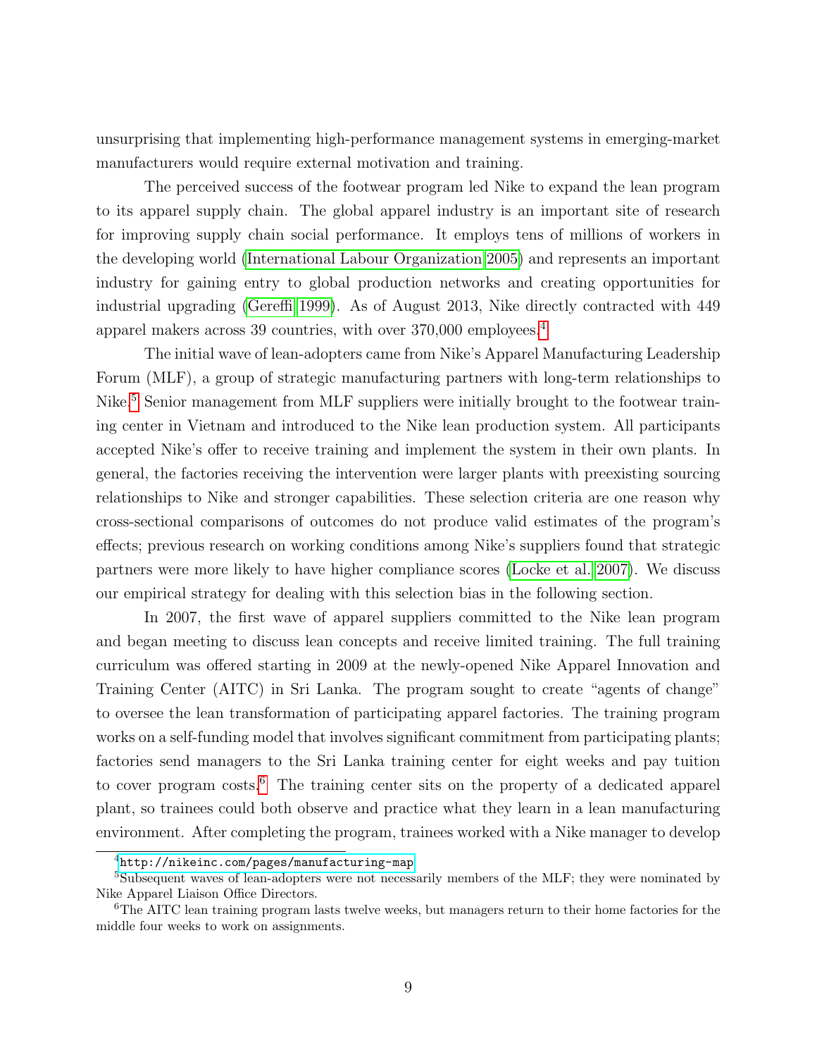unsurprising that implementing high-performance management systems in emerging-market manufacturers would require external motivation and training.

The perceived success of the footwear program led Nike to expand the lean program to its apparel supply chain. The global apparel industry is an important site of research for improving supply chain social performance. It employs tens of millions of workers in the developing world (International Labour Organization 2005) and represents an important industry for gaining entry to global production networks and creating opportunities for industrial upgrading (Gereffi 1999). As of August 2013, Nike directly contracted with 449 apparel makers across 39 countries, with over 370,000 employees.[4]

The initial wave of lean-adopters came from Nike's Apparel Manufacturing Leadership Forum (MLF), a group of strategic manufacturing partners with long-term relationships to Nike.[5] Senior management from MLF suppliers were initially brought to the footwear training center in Vietnam and introduced to the Nike lean production system. All participants accepted Nike's offer to receive training and implement the system in their own plants. In general, the factories receiving the intervention were larger plants with preexisting sourcing relationships to Nike and stronger capabilities. These selection criteria are one reason why cross-sectional comparisons of outcomes do not produce valid estimates of the program's effects; previous research on working conditions among Nike's suppliers found that strategic partners were more likely to have higher compliance scores (Locke et al. 2007). We discuss our empirical strategy for dealing with this selection bias in the following section.

In 2007, the first wave of apparel suppliers committed to the Nike lean program and began meeting to discuss lean concepts and receive limited training. The full training curriculum was offered starting in 2009 at the newly-opened Nike Apparel Innovation and Training Center (AITC) in Sri Lanka. The program sought to create "agents of change" to oversee the lean transformation of participating apparel factories. The training program works on a self-funding model that involves significant commitment from participating plants; factories send managers to the Sri Lanka training center for eight weeks and pay tuition to cover program costs.[6] The training center sits on the property of a dedicated apparel plant, so trainees could both observe and practice what they learn in a lean manufacturing environment. After completing the program, trainees worked with a Nike manager to develop

[4] http://nikeinc.com/pages/manufacturing-map

[5] Subsequent waves of lean-adopters were not necessarily members of the MLF; they were nominated by Nike Apparel Liaison Office Directors.

[6] The AITC lean training program lasts twelve weeks, but managers return to their home factories for the middle four weeks to work on assignments.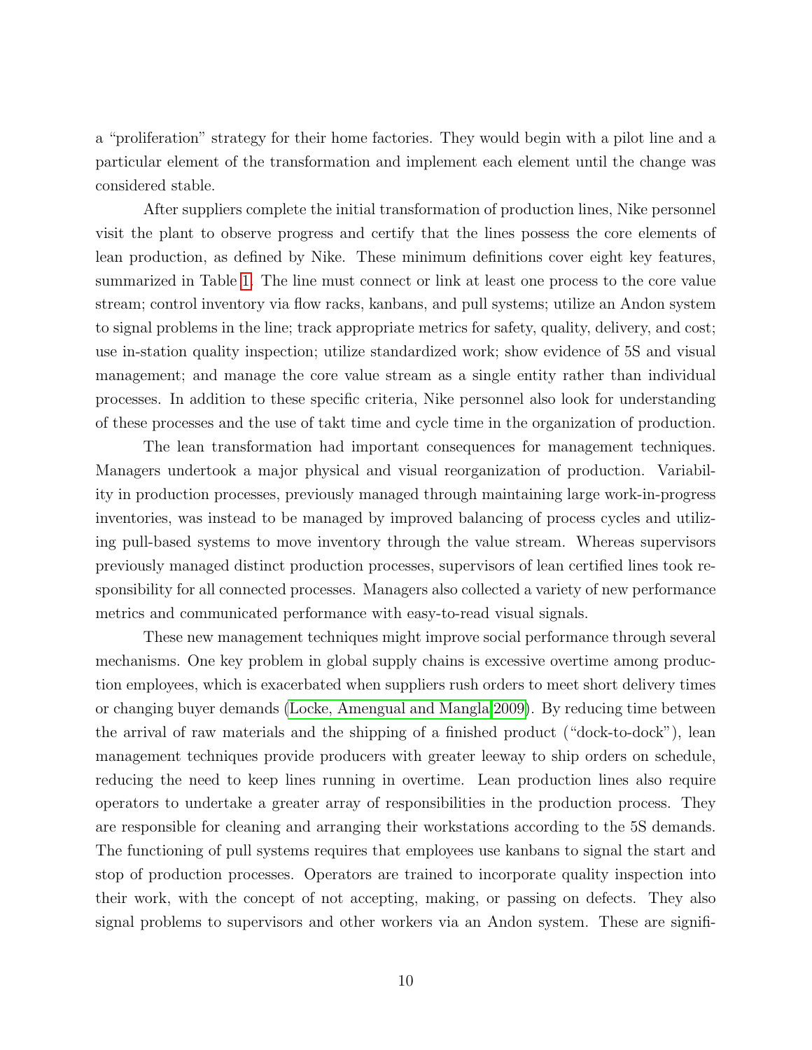a "proliferation" strategy for their home factories. They would begin with a pilot line and a particular element of the transformation and implement each element until the change was considered stable.

After suppliers complete the initial transformation of production lines, Nike personnel visit the plant to observe progress and certify that the lines possess the core elements of lean production, as defined by Nike. These minimum definitions cover eight key features, summarized in Table 1. The line must connect or link at least one process to the core value stream; control inventory via flow racks, kanbans, and pull systems; utilize an Andon system to signal problems in the line; track appropriate metrics for safety, quality, delivery, and cost; use in-station quality inspection; utilize standardized work; show evidence of 5S and visual management; and manage the core value stream as a single entity rather than individual processes. In addition to these specific criteria, Nike personnel also look for understanding of these processes and the use of takt time and cycle time in the organization of production.

The lean transformation had important consequences for management techniques. Managers undertook a major physical and visual reorganization of production. Variability in production processes, previously managed through maintaining large work-in-progress inventories, was instead to be managed by improved balancing of process cycles and utilizing pull-based systems to move inventory through the value stream. Whereas supervisors previously managed distinct production processes, supervisors of lean certified lines took responsibility for all connected processes. Managers also collected a variety of new performance metrics and communicated performance with easy-to-read visual signals.

These new management techniques might improve social performance through several mechanisms. One key problem in global supply chains is excessive overtime among production employees, which is exacerbated when suppliers rush orders to meet short delivery times or changing buyer demands (Locke, Amengual and Mangla 2009). By reducing time between the arrival of raw materials and the shipping of a finished product ("dock-to-dock"), lean management techniques provide producers with greater leeway to ship orders on schedule, reducing the need to keep lines running in overtime. Lean production lines also require operators to undertake a greater array of responsibilities in the production process. They are responsible for cleaning and arranging their workstations according to the 5S demands. The functioning of pull systems requires that employees use kanbans to signal the start and stop of production processes. Operators are trained to incorporate quality inspection into their work, with the concept of not accepting, making, or passing on defects. They also signal problems to supervisors and other workers via an Andon system. These are signifi-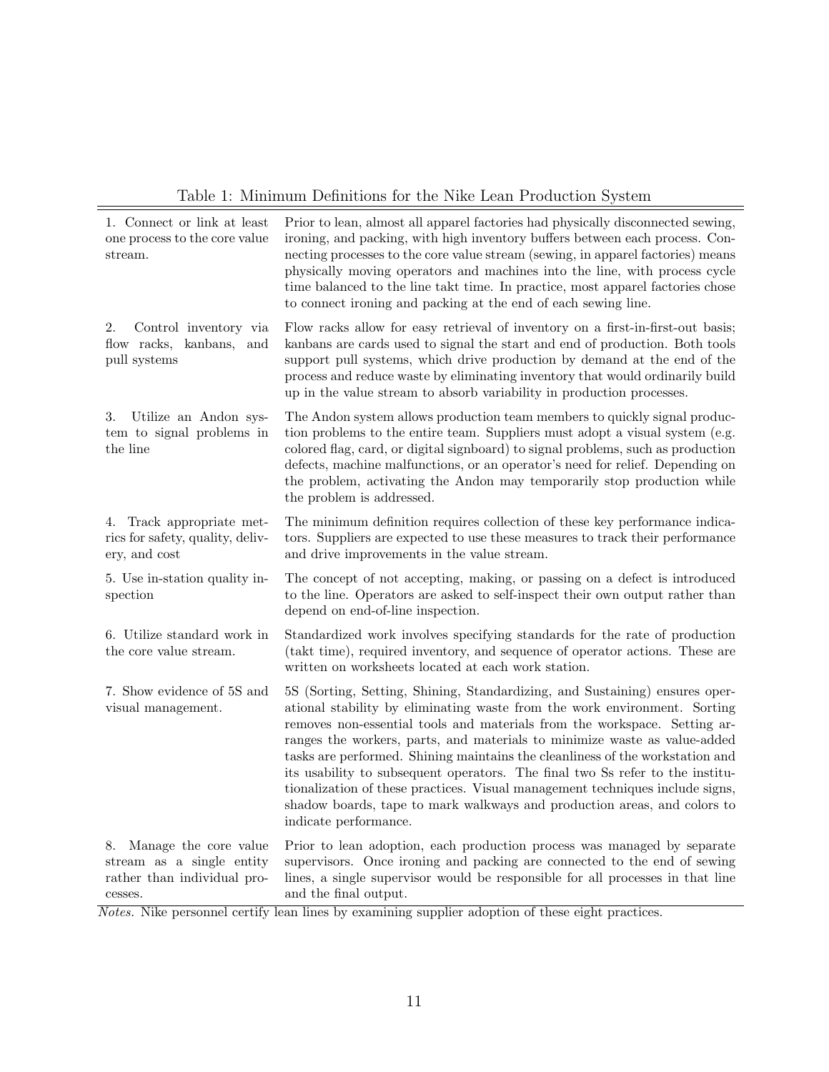Table 1: Minimum Definitions for the Nike Lean Production System

| | |
|---|---|
| 1. Connect or link at least one process to the core value stream. | Prior to lean, almost all apparel factories had physically disconnected sewing, ironing, and packing, with high inventory buffers between each process. Connecting processes to the core value stream (sewing, in apparel factories) means physically moving operators and machines into the line, with process cycle time balanced to the line takt time. In practice, most apparel factories chose to connect ironing and packing at the end of each sewing line. |
| 2. Control inventory via flow racks, kanbans, and pull systems | Flow racks allow for easy retrieval of inventory on a first-in-first-out basis; kanbans are cards used to signal the start and end of production. Both tools support pull systems, which drive production by demand at the end of the process and reduce waste by eliminating inventory that would ordinarily build up in the value stream to absorb variability in production processes. |
| 3. Utilize an Andon system to signal problems in the line | The Andon system allows production team members to quickly signal production problems to the entire team. Suppliers must adopt a visual system (e.g. colored flag, card, or digital signboard) to signal problems, such as production defects, machine malfunctions, or an operator's need for relief. Depending on the problem, activating the Andon may temporarily stop production while the problem is addressed. |
| 4. Track appropriate metrics for safety, quality, delivery, and cost | The minimum definition requires collection of these key performance indicators. Suppliers are expected to use these measures to track their performance and drive improvements in the value stream. |
| 5. Use in-station quality inspection | The concept of not accepting, making, or passing on a defect is introduced to the line. Operators are asked to self-inspect their own output rather than depend on end-of-line inspection. |
| 6. Utilize standard work in the core value stream. | Standardized work involves specifying standards for the rate of production (takt time), required inventory, and sequence of operator actions. These are written on worksheets located at each work station. |
| 7. Show evidence of 5S and visual management. | 5S (Sorting, Setting, Shining, Standardizing, and Sustaining) ensures operational stability by eliminating waste from the work environment. Sorting removes non-essential tools and materials from the workspace. Setting arranges the workers, parts, and materials to minimize waste as value-added tasks are performed. Shining maintains the cleanliness of the workstation and its usability to subsequent operators. The final two Ss refer to the institutionalization of these practices. Visual management techniques include signs, shadow boards, tape to mark walkways and production areas, and colors to indicate performance. |
| 8. Manage the core value stream as a single entity rather than individual processes. | Prior to lean adoption, each production process was managed by separate supervisors. Once ironing and packing are connected to the end of sewing lines, a single supervisor would be responsible for all processes in that line and the final output. |

*Notes.* Nike personnel certify lean lines by examining supplier adoption of these eight practices.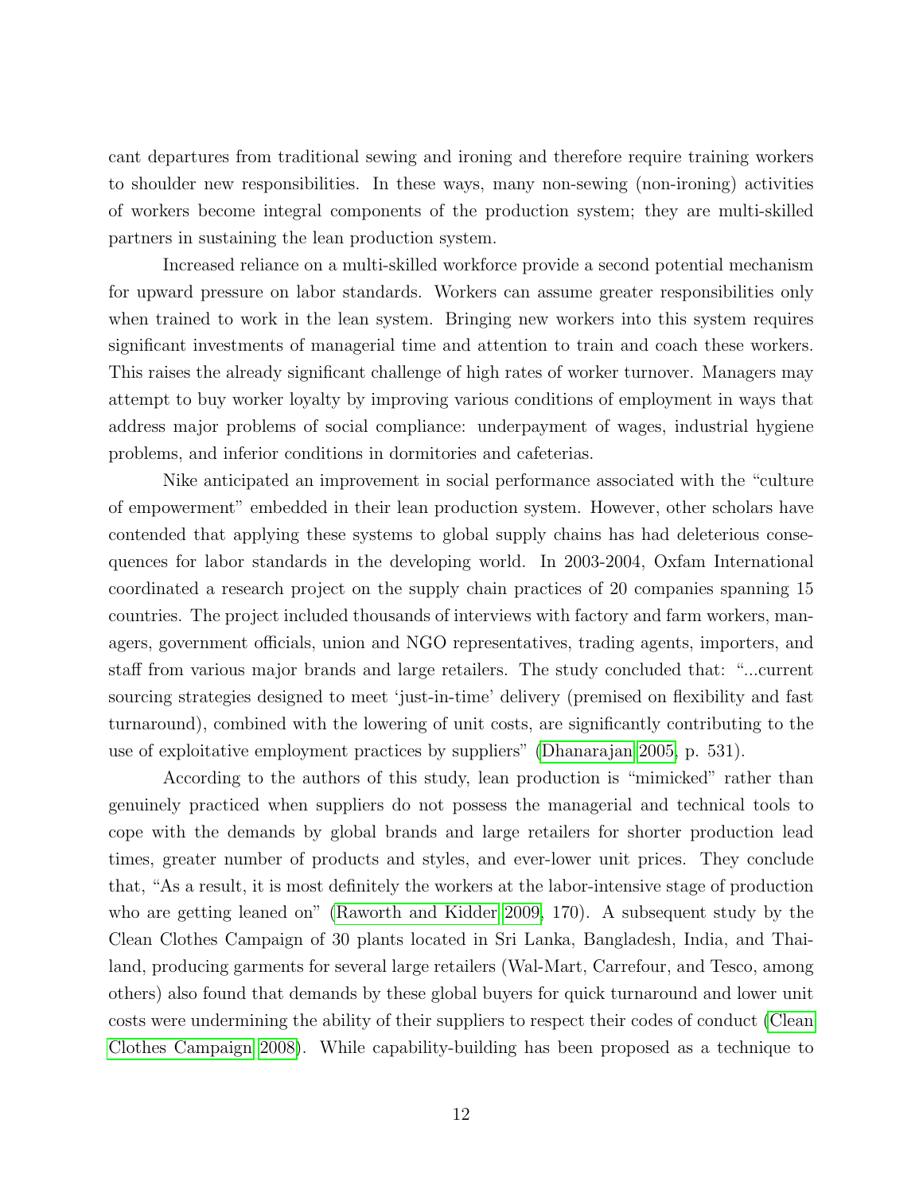cant departures from traditional sewing and ironing and therefore require training workers to shoulder new responsibilities. In these ways, many non-sewing (non-ironing) activities of workers become integral components of the production system; they are multi-skilled partners in sustaining the lean production system.

Increased reliance on a multi-skilled workforce provide a second potential mechanism for upward pressure on labor standards. Workers can assume greater responsibilities only when trained to work in the lean system. Bringing new workers into this system requires significant investments of managerial time and attention to train and coach these workers. This raises the already significant challenge of high rates of worker turnover. Managers may attempt to buy worker loyalty by improving various conditions of employment in ways that address major problems of social compliance: underpayment of wages, industrial hygiene problems, and inferior conditions in dormitories and cafeterias.

Nike anticipated an improvement in social performance associated with the "culture of empowerment" embedded in their lean production system. However, other scholars have contended that applying these systems to global supply chains has had deleterious consequences for labor standards in the developing world. In 2003-2004, Oxfam International coordinated a research project on the supply chain practices of 20 companies spanning 15 countries. The project included thousands of interviews with factory and farm workers, managers, government officials, union and NGO representatives, trading agents, importers, and staff from various major brands and large retailers. The study concluded that: "...current sourcing strategies designed to meet 'just-in-time' delivery (premised on flexibility and fast turnaround), combined with the lowering of unit costs, are significantly contributing to the use of exploitative employment practices by suppliers" (Dhanarajan 2005, p. 531).

According to the authors of this study, lean production is "mimicked" rather than genuinely practiced when suppliers do not possess the managerial and technical tools to cope with the demands by global brands and large retailers for shorter production lead times, greater number of products and styles, and ever-lower unit prices. They conclude that, "As a result, it is most definitely the workers at the labor-intensive stage of production who are getting leaned on" (Raworth and Kidder 2009, 170). A subsequent study by the Clean Clothes Campaign of 30 plants located in Sri Lanka, Bangladesh, India, and Thailand, producing garments for several large retailers (Wal-Mart, Carrefour, and Tesco, among others) also found that demands by these global buyers for quick turnaround and lower unit costs were undermining the ability of their suppliers to respect their codes of conduct (Clean Clothes Campaign 2008). While capability-building has been proposed as a technique to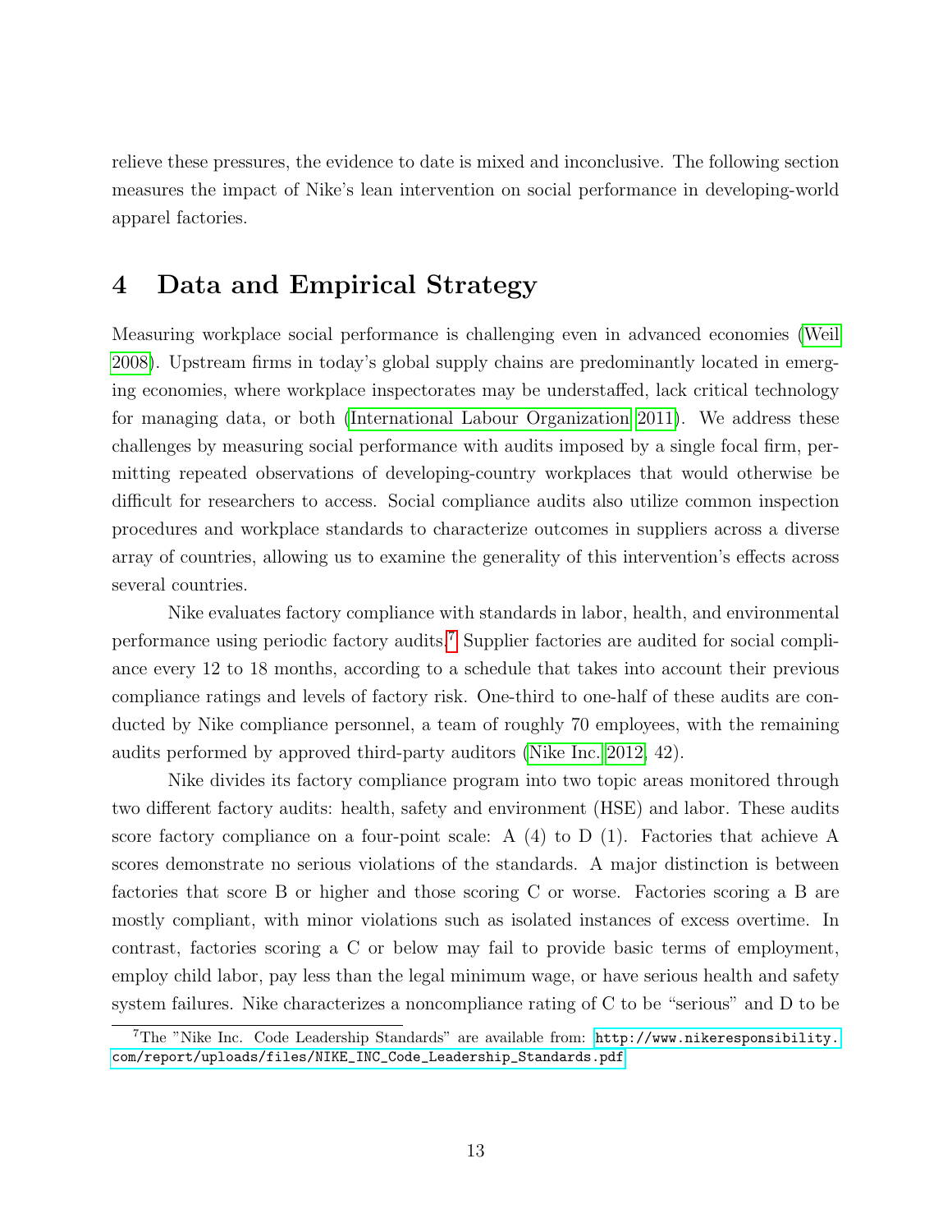relieve these pressures, the evidence to date is mixed and inconclusive. The following section measures the impact of Nike's lean intervention on social performance in developing-world apparel factories.

# 4 Data and Empirical Strategy

Measuring workplace social performance is challenging even in advanced economies (Weil 2008). Upstream firms in today's global supply chains are predominantly located in emerging economies, where workplace inspectorates may be understaffed, lack critical technology for managing data, or both (International Labour Organization 2011). We address these challenges by measuring social performance with audits imposed by a single focal firm, permitting repeated observations of developing-country workplaces that would otherwise be difficult for researchers to access. Social compliance audits also utilize common inspection procedures and workplace standards to characterize outcomes in suppliers across a diverse array of countries, allowing us to examine the generality of this intervention's effects across several countries.

Nike evaluates factory compliance with standards in labor, health, and environmental performance using periodic factory audits.[7] Supplier factories are audited for social compliance every 12 to 18 months, according to a schedule that takes into account their previous compliance ratings and levels of factory risk. One-third to one-half of these audits are conducted by Nike compliance personnel, a team of roughly 70 employees, with the remaining audits performed by approved third-party auditors (Nike Inc. 2012, 42).

Nike divides its factory compliance program into two topic areas monitored through two different factory audits: health, safety and environment (HSE) and labor. These audits score factory compliance on a four-point scale: A (4) to D (1). Factories that achieve A scores demonstrate no serious violations of the standards. A major distinction is between factories that score B or higher and those scoring C or worse. Factories scoring a B are mostly compliant, with minor violations such as isolated instances of excess overtime. In contrast, factories scoring a C or below may fail to provide basic terms of employment, employ child labor, pay less than the legal minimum wage, or have serious health and safety system failures. Nike characterizes a noncompliance rating of C to be "serious" and D to be

[7] The "Nike Inc. Code Leadership Standards" are available from: http://www.nikeresponsibility.com/report/uploads/files/NIKE_INC_Code_Leadership_Standards.pdf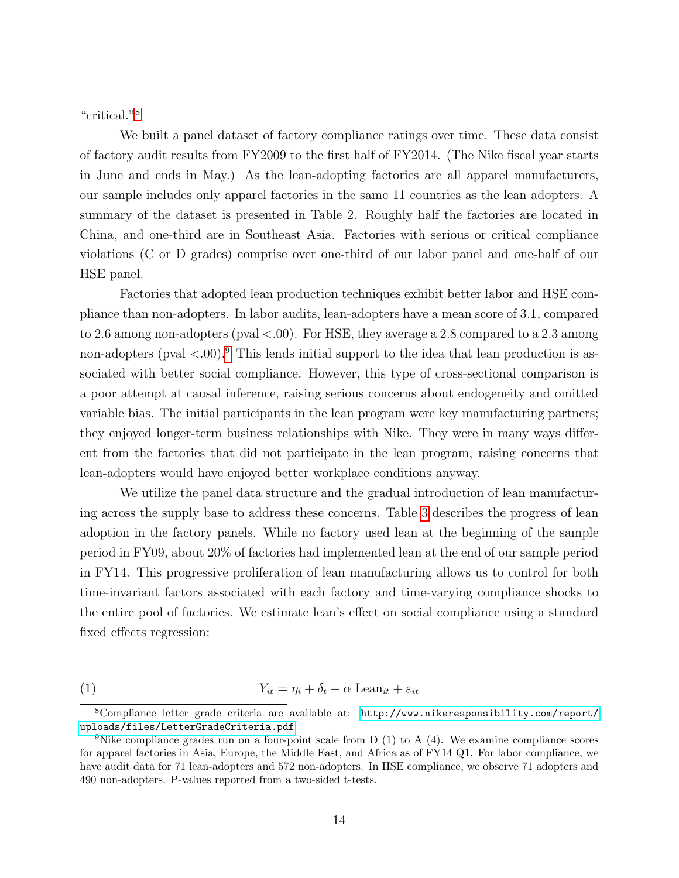"critical."[8]

We built a panel dataset of factory compliance ratings over time. These data consist of factory audit results from FY2009 to the first half of FY2014. (The Nike fiscal year starts in June and ends in May.) As the lean-adopting factories are all apparel manufacturers, our sample includes only apparel factories in the same 11 countries as the lean adopters. A summary of the dataset is presented in Table 2. Roughly half the factories are located in China, and one-third are in Southeast Asia. Factories with serious or critical compliance violations (C or D grades) comprise over one-third of our labor panel and one-half of our HSE panel.

Factories that adopted lean production techniques exhibit better labor and HSE compliance than non-adopters. In labor audits, lean-adopters have a mean score of 3.1, compared to 2.6 among non-adopters (pval <.00). For HSE, they average a 2.8 compared to a 2.3 among non-adopters (pval <.00).[9] This lends initial support to the idea that lean production is associated with better social compliance. However, this type of cross-sectional comparison is a poor attempt at causal inference, raising serious concerns about endogeneity and omitted variable bias. The initial participants in the lean program were key manufacturing partners; they enjoyed longer-term business relationships with Nike. They were in many ways different from the factories that did not participate in the lean program, raising concerns that lean-adopters would have enjoyed better workplace conditions anyway.

We utilize the panel data structure and the gradual introduction of lean manufacturing across the supply base to address these concerns. Table 3 describes the progress of lean adoption in the factory panels. While no factory used lean at the beginning of the sample period in FY09, about 20% of factories had implemented lean at the end of our sample period in FY14. This progressive proliferation of lean manufacturing allows us to control for both time-invariant factors associated with each factory and time-varying compliance shocks to the entire pool of factories. We estimate lean's effect on social compliance using a standard fixed effects regression:

$$Y_{it} = \eta_i + \delta_t + \alpha \, \text{Lean}_{it} + \varepsilon_{it} \tag{1}$$

---

[8] Compliance letter grade criteria are available at: http://www.nikeresponsibility.com/report/uploads/files/LetterGradeCriteria.pdf

[9] Nike compliance grades run on a four-point scale from D (1) to A (4). We examine compliance scores for apparel factories in Asia, Europe, the Middle East, and Africa as of FY14 Q1. For labor compliance, we have audit data for 71 lean-adopters and 572 non-adopters. In HSE compliance, we observe 71 adopters and 490 non-adopters. P-values reported from a two-sided t-tests.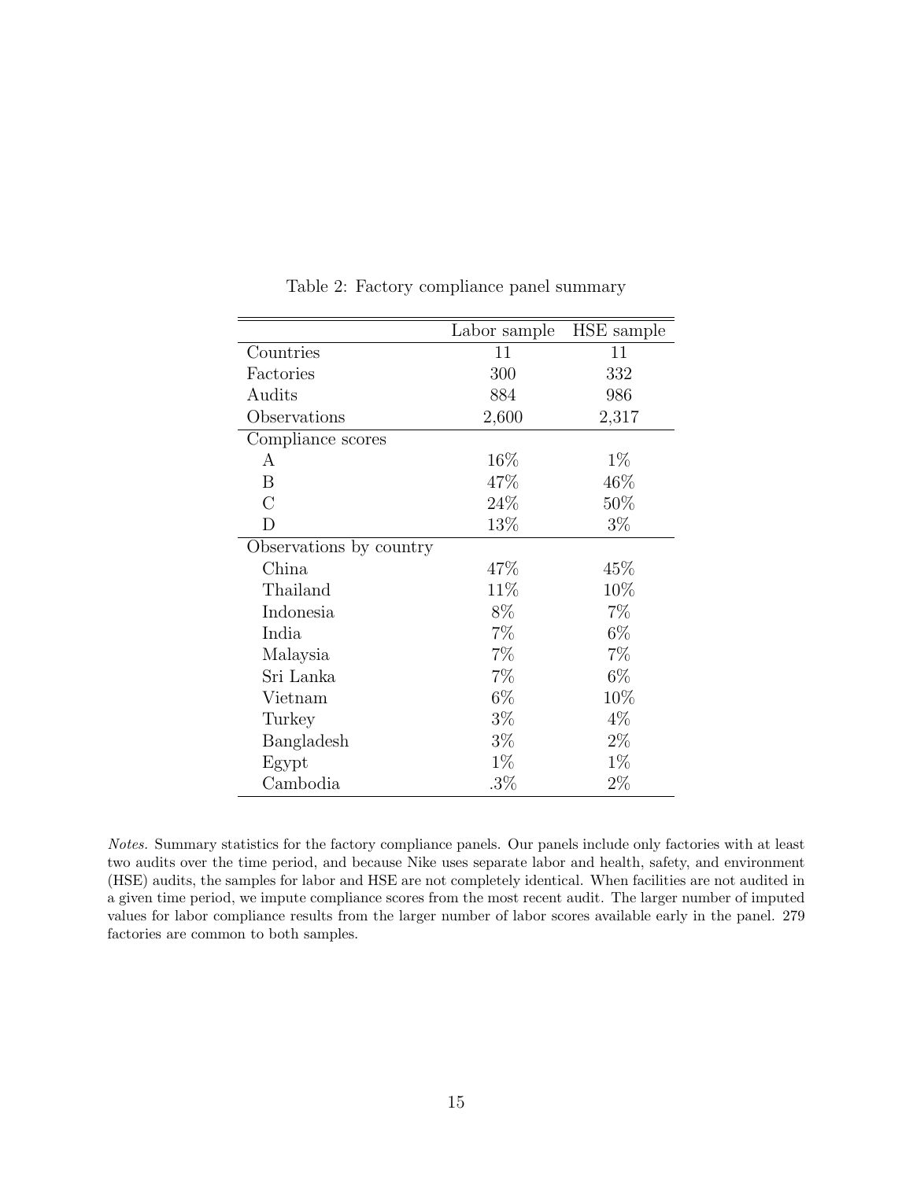Table 2: Factory compliance panel summary

| | Labor sample | HSE sample |
|---|---|---|
| Countries | 11 | 11 |
| Factories | 300 | 332 |
| Audits | 884 | 986 |
| Observations | 2,600 | 2,317 |
| Compliance scores | | |
| A | 16% | 1% |
| B | 47% | 46% |
| C | 24% | 50% |
| D | 13% | 3% |
| Observations by country | | |
| China | 47% | 45% |
| Thailand | 11% | 10% |
| Indonesia | 8% | 7% |
| India | 7% | 6% |
| Malaysia | 7% | 7% |
| Sri Lanka | 7% | 6% |
| Vietnam | 6% | 10% |
| Turkey | 3% | 4% |
| Bangladesh | 3% | 2% |
| Egypt | 1% | 1% |
| Cambodia | .3% | 2% |

*Notes.* Summary statistics for the factory compliance panels. Our panels include only factories with at least two audits over the time period, and because Nike uses separate labor and health, safety, and environment (HSE) audits, the samples for labor and HSE are not completely identical. When facilities are not audited in a given time period, we impute compliance scores from the most recent audit. The larger number of imputed values for labor compliance results from the larger number of labor scores available early in the panel. 279 factories are common to both samples.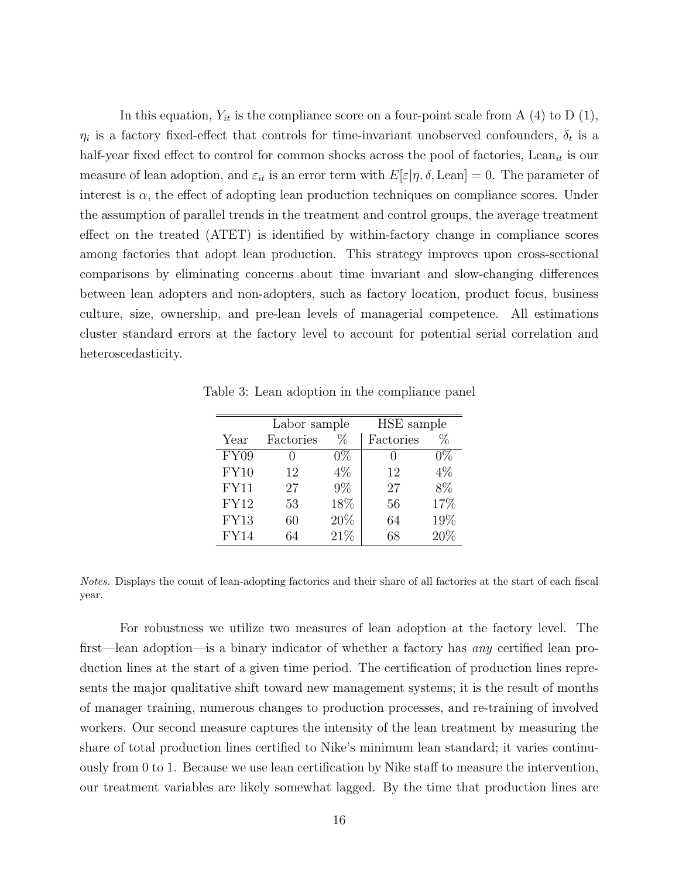In this equation, $Y_{it}$ is the compliance score on a four-point scale from A (4) to D (1), $\eta_i$ is a factory fixed-effect that controls for time-invariant unobserved confounders, $\delta_t$ is a half-year fixed effect to control for common shocks across the pool of factories, $\text{Lean}_{it}$ is our measure of lean adoption, and $\varepsilon_{it}$ is an error term with $E[\varepsilon|\eta, \delta, \text{Lean}] = 0$. The parameter of interest is $\alpha$, the effect of adopting lean production techniques on compliance scores. Under the assumption of parallel trends in the treatment and control groups, the average treatment effect on the treated (ATET) is identified by within-factory change in compliance scores among factories that adopt lean production. This strategy improves upon cross-sectional comparisons by eliminating concerns about time invariant and slow-changing differences between lean adopters and non-adopters, such as factory location, product focus, business culture, size, ownership, and pre-lean levels of managerial competence. All estimations cluster standard errors at the factory level to account for potential serial correlation and heteroscedasticity.

Table 3: Lean adoption in the compliance panel

| | Labor sample | | HSE sample | |
|---|---|---|---|---|
| Year | Factories | % | Factories | % |
| FY09 | 0 | 0% | 0 | 0% |
| FY10 | 12 | 4% | 12 | 4% |
| FY11 | 27 | 9% | 27 | 8% |
| FY12 | 53 | 18% | 56 | 17% |
| FY13 | 60 | 20% | 64 | 19% |
| FY14 | 64 | 21% | 68 | 20% |

*Notes.* Displays the count of lean-adopting factories and their share of all factories at the start of each fiscal year.

For robustness we utilize two measures of lean adoption at the factory level. The first—lean adoption—is a binary indicator of whether a factory has *any* certified lean production lines at the start of a given time period. The certification of production lines represents the major qualitative shift toward new management systems; it is the result of months of manager training, numerous changes to production processes, and re-training of involved workers. Our second measure captures the intensity of the lean treatment by measuring the share of total production lines certified to Nike's minimum lean standard; it varies continuously from 0 to 1. Because we use lean certification by Nike staff to measure the intervention, our treatment variables are likely somewhat lagged. By the time that production lines are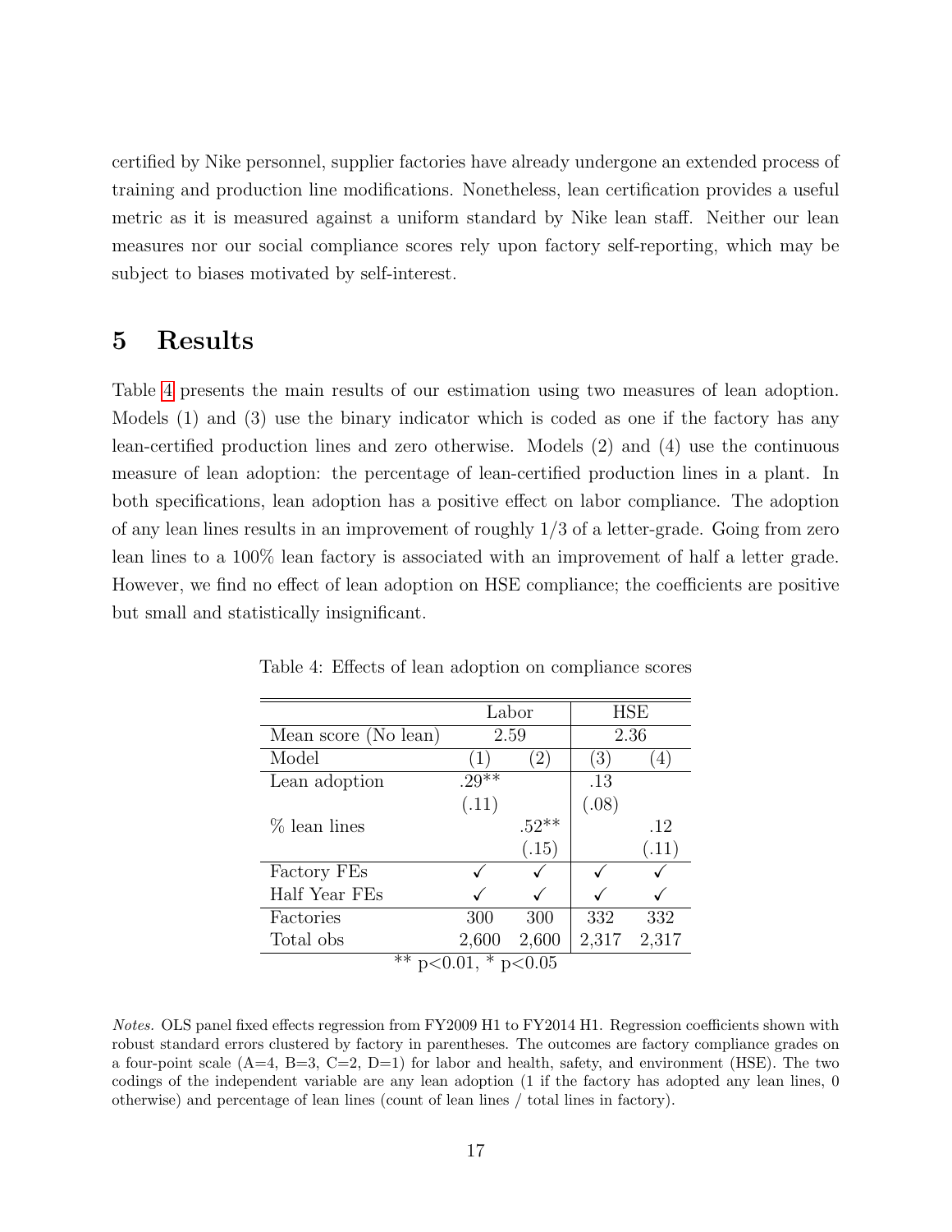certified by Nike personnel, supplier factories have already undergone an extended process of training and production line modifications. Nonetheless, lean certification provides a useful metric as it is measured against a uniform standard by Nike lean staff. Neither our lean measures nor our social compliance scores rely upon factory self-reporting, which may be subject to biases motivated by self-interest.

# 5 Results

Table 4 presents the main results of our estimation using two measures of lean adoption. Models (1) and (3) use the binary indicator which is coded as one if the factory has any lean-certified production lines and zero otherwise. Models (2) and (4) use the continuous measure of lean adoption: the percentage of lean-certified production lines in a plant. In both specifications, lean adoption has a positive effect on labor compliance. The adoption of any lean lines results in an improvement of roughly 1/3 of a letter-grade. Going from zero lean lines to a 100% lean factory is associated with an improvement of half a letter grade. However, we find no effect of lean adoption on HSE compliance; the coefficients are positive but small and statistically insignificant.

Table 4: Effects of lean adoption on compliance scores

| | Labor | | HSE | |
|---|---|---|---|---|
| Mean score (No lean) | 2.59 | | 2.36 | |
| Model | (1) | (2) | (3) | (4) |
| Lean adoption | .29** | | .13 | |
| | (.11) | | (.08) | |
| % lean lines | | .52** | | .12 |
| | | (.15) | | (.11) |
| Factory FEs | ✓ | ✓ | ✓ | ✓ |
| Half Year FEs | ✓ | ✓ | ✓ | ✓ |
| Factories | 300 | 300 | 332 | 332 |
| Total obs | 2,600 | 2,600 | 2,317 | 2,317 |

** $p<0.01$, * $p<0.05$

*Notes.* OLS panel fixed effects regression from FY2009 H1 to FY2014 H1. Regression coefficients shown with robust standard errors clustered by factory in parentheses. The outcomes are factory compliance grades on a four-point scale (A=4, B=3, C=2, D=1) for labor and health, safety, and environment (HSE). The two codings of the independent variable are any lean adoption (1 if the factory has adopted any lean lines, 0 otherwise) and percentage of lean lines (count of lean lines / total lines in factory).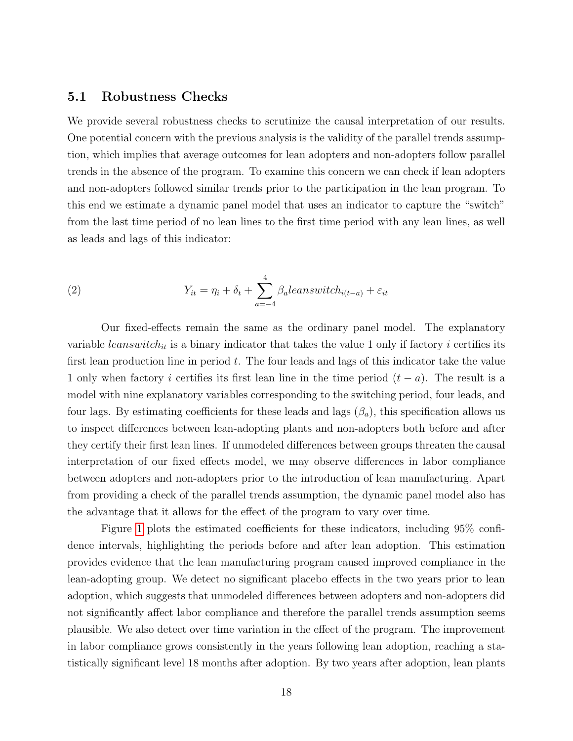### 5.1 Robustness Checks

We provide several robustness checks to scrutinize the causal interpretation of our results. One potential concern with the previous analysis is the validity of the parallel trends assumption, which implies that average outcomes for lean adopters and non-adopters follow parallel trends in the absence of the program. To examine this concern we can check if lean adopters and non-adopters followed similar trends prior to the participation in the lean program. To this end we estimate a dynamic panel model that uses an indicator to capture the "switch" from the last time period of no lean lines to the first time period with any lean lines, as well as leads and lags of this indicator:

$$Y_{it} = \eta_i + \delta_t + \sum_{a=-4}^{4} \beta_a leanswitch_{i(t-a)} + \varepsilon_{it} \tag{2}$$

Our fixed-effects remain the same as the ordinary panel model. The explanatory variable $leanswitch_{it}$ is a binary indicator that takes the value 1 only if factory $i$ certifies its first lean production line in period $t$. The four leads and lags of this indicator take the value 1 only when factory $i$ certifies its first lean line in the time period $(t-a)$. The result is a model with nine explanatory variables corresponding to the switching period, four leads, and four lags. By estimating coefficients for these leads and lags ($\beta_a$), this specification allows us to inspect differences between lean-adopting plants and non-adopters both before and after they certify their first lean lines. If unmodeled differences between groups threaten the causal interpretation of our fixed effects model, we may observe differences in labor compliance between adopters and non-adopters prior to the introduction of lean manufacturing. Apart from providing a check of the parallel trends assumption, the dynamic panel model also has the advantage that it allows for the effect of the program to vary over time.

Figure 1 plots the estimated coefficients for these indicators, including 95% confidence intervals, highlighting the periods before and after lean adoption. This estimation provides evidence that the lean manufacturing program caused improved compliance in the lean-adopting group. We detect no significant placebo effects in the two years prior to lean adoption, which suggests that unmodeled differences between adopters and non-adopters did not significantly affect labor compliance and therefore the parallel trends assumption seems plausible. We also detect over time variation in the effect of the program. The improvement in labor compliance grows consistently in the years following lean adoption, reaching a statistically significant level 18 months after adoption. By two years after adoption, lean plants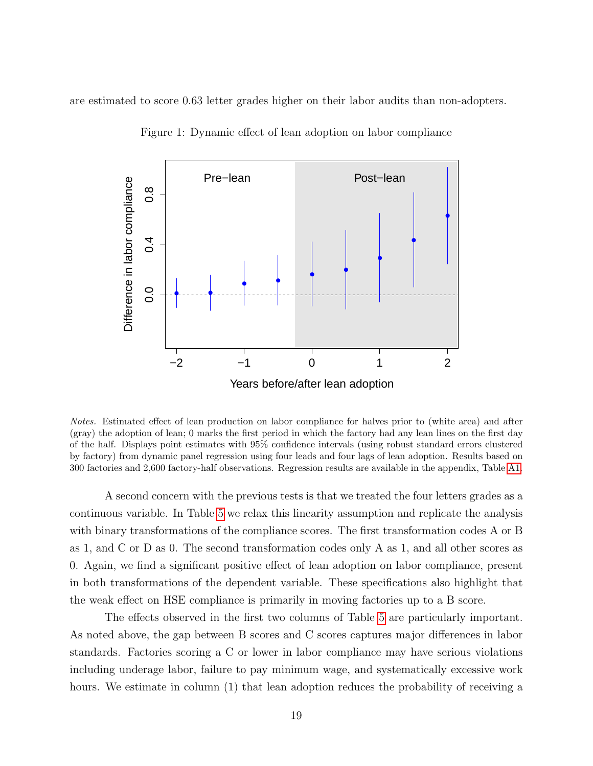are estimated to score 0.63 letter grades higher on their labor audits than non-adopters.

Figure 1: Dynamic effect of lean adoption on labor compliance

Pre−lean

Post−lean

Difference in labor compliance

0.0

0.4

0.8

−2

−1

0

1

2

Years before/after lean adoption

*Notes.* Estimated effect of lean production on labor compliance for halves prior to (white area) and after (gray) the adoption of lean; 0 marks the first period in which the factory had any lean lines on the first day of the half. Displays point estimates with 95% confidence intervals (using robust standard errors clustered by factory) from dynamic panel regression using four leads and four lags of lean adoption. Results based on 300 factories and 2,600 factory-half observations. Regression results are available in the appendix, Table A1.

A second concern with the previous tests is that we treated the four letters grades as a continuous variable. In Table 5 we relax this linearity assumption and replicate the analysis with binary transformations of the compliance scores. The first transformation codes A or B as 1, and C or D as 0. The second transformation codes only A as 1, and all other scores as 0. Again, we find a significant positive effect of lean adoption on labor compliance, present in both transformations of the dependent variable. These specifications also highlight that the weak effect on HSE compliance is primarily in moving factories up to a B score.

The effects observed in the first two columns of Table 5 are particularly important. As noted above, the gap between B scores and C scores captures major differences in labor standards. Factories scoring a C or lower in labor compliance may have serious violations including underage labor, failure to pay minimum wage, and systematically excessive work hours. We estimate in column (1) that lean adoption reduces the probability of receiving a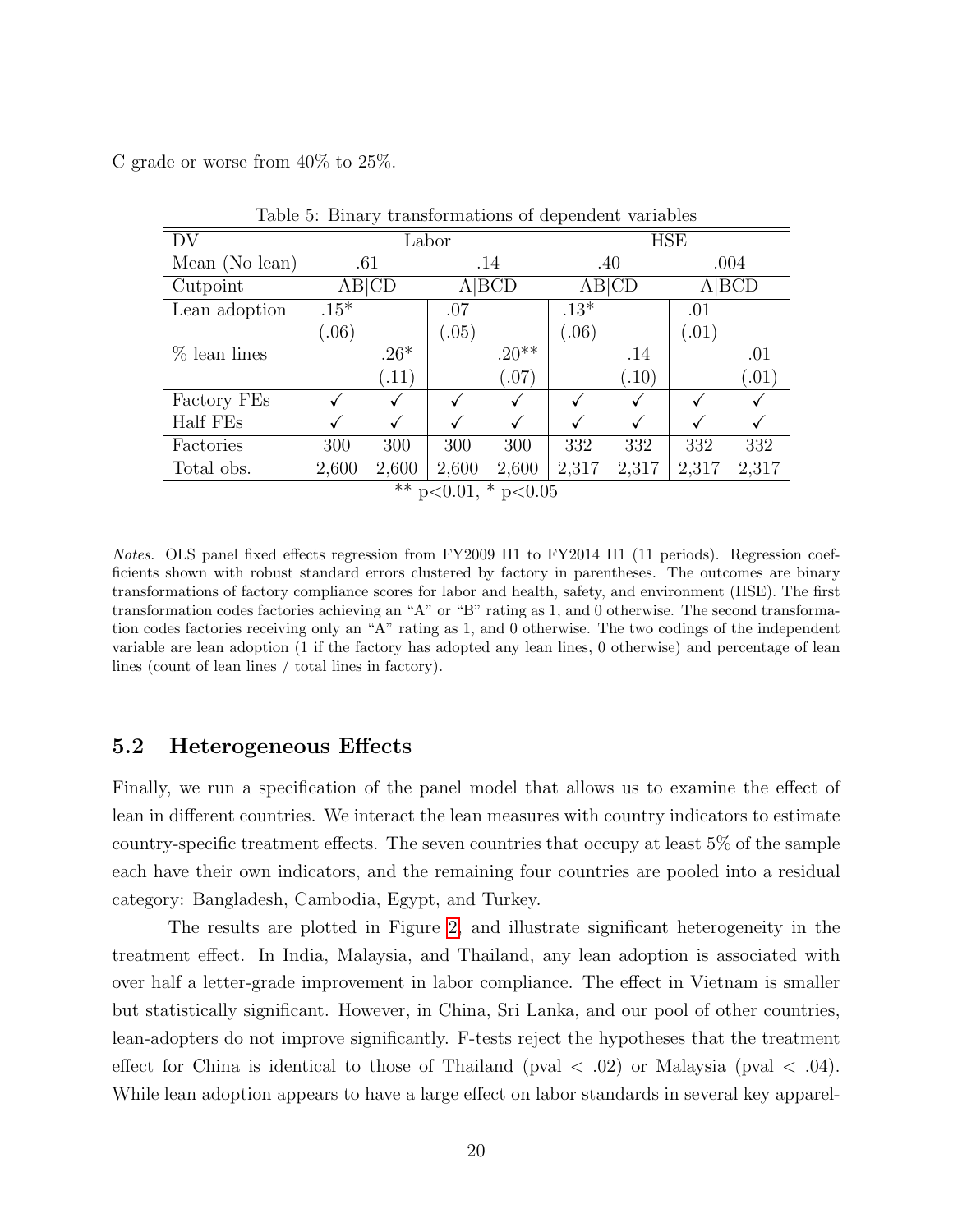C grade or worse from 40% to 25%.

Table 5: Binary transformations of dependent variables

| DV | Labor | | | | HSE | | | |
|---|---|---|---|---|---|---|---|---|
| Mean (No lean) | .61 | | .14 | | .40 | | .004 | |
| Cutpoint | AB\|CD | | A\|BCD | | AB\|CD | | A\|BCD | |
| Lean adoption | .15* | | .07 | | .13* | | .01 | |
| | (.06) | | (.05) | | (.06) | | (.01) | |
| % lean lines | | .26* | | .20** | | .14 | | .01 |
| | | (.11) | | (.07) | | (.10) | | (.01) |
| Factory FEs | ✓ | ✓ | ✓ | ✓ | ✓ | ✓ | ✓ | ✓ |
| Half FEs | ✓ | ✓ | ✓ | ✓ | ✓ | ✓ | ✓ | ✓ |
| Factories | 300 | 300 | 300 | 300 | 332 | 332 | 332 | 332 |
| Total obs. | 2,600 | 2,600 | 2,600 | 2,600 | 2,317 | 2,317 | 2,317 | 2,317 |

** $p<0.01$, * $p<0.05$

*Notes.* OLS panel fixed effects regression from FY2009 H1 to FY2014 H1 (11 periods). Regression coefficients shown with robust standard errors clustered by factory in parentheses. The outcomes are binary transformations of factory compliance scores for labor and health, safety, and environment (HSE). The first transformation codes factories achieving an "A" or "B" rating as 1, and 0 otherwise. The second transformation codes factories receiving only an "A" rating as 1, and 0 otherwise. The two codings of the independent variable are lean adoption (1 if the factory has adopted any lean lines, 0 otherwise) and percentage of lean lines (count of lean lines / total lines in factory).

## 5.2 Heterogeneous Effects

Finally, we run a specification of the panel model that allows us to examine the effect of lean in different countries. We interact the lean measures with country indicators to estimate country-specific treatment effects. The seven countries that occupy at least 5% of the sample each have their own indicators, and the remaining four countries are pooled into a residual category: Bangladesh, Cambodia, Egypt, and Turkey.

The results are plotted in Figure 2, and illustrate significant heterogeneity in the treatment effect. In India, Malaysia, and Thailand, any lean adoption is associated with over half a letter-grade improvement in labor compliance. The effect in Vietnam is smaller but statistically significant. However, in China, Sri Lanka, and our pool of other countries, lean-adopters do not improve significantly. F-tests reject the hypotheses that the treatment effect for China is identical to those of Thailand (pval $< .02$) or Malaysia (pval $< .04$). While lean adoption appears to have a large effect on labor standards in several key apparel-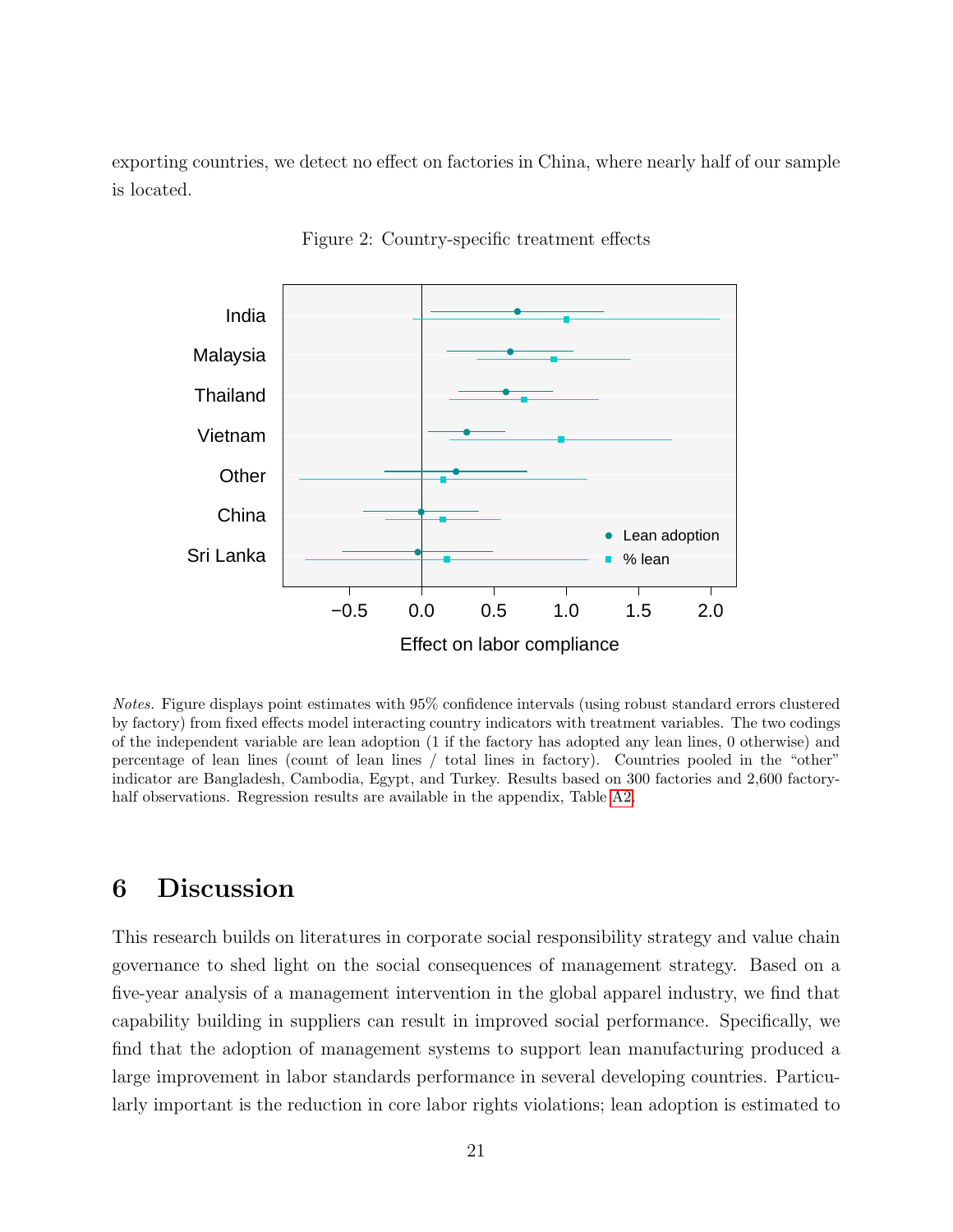exporting countries, we detect no effect on factories in China, where nearly half of our sample is located.

Figure 2: Country-specific treatment effects

India
Malaysia
Thailand
Vietnam
Other
China
Sri Lanka

Lean adoption
% lean

−0.5 0.0 0.5 1.0 1.5 2.0

Effect on labor compliance

*Notes.* Figure displays point estimates with 95% confidence intervals (using robust standard errors clustered by factory) from fixed effects model interacting country indicators with treatment variables. The two codings of the independent variable are lean adoption (1 if the factory has adopted any lean lines, 0 otherwise) and percentage of lean lines (count of lean lines / total lines in factory). Countries pooled in the "other" indicator are Bangladesh, Cambodia, Egypt, and Turkey. Results based on 300 factories and 2,600 factory-half observations. Regression results are available in the appendix, Table A2.

## 6 Discussion

This research builds on literatures in corporate social responsibility strategy and value chain governance to shed light on the social consequences of management strategy. Based on a five-year analysis of a management intervention in the global apparel industry, we find that capability building in suppliers can result in improved social performance. Specifically, we find that the adoption of management systems to support lean manufacturing produced a large improvement in labor standards performance in several developing countries. Particularly important is the reduction in core labor rights violations; lean adoption is estimated to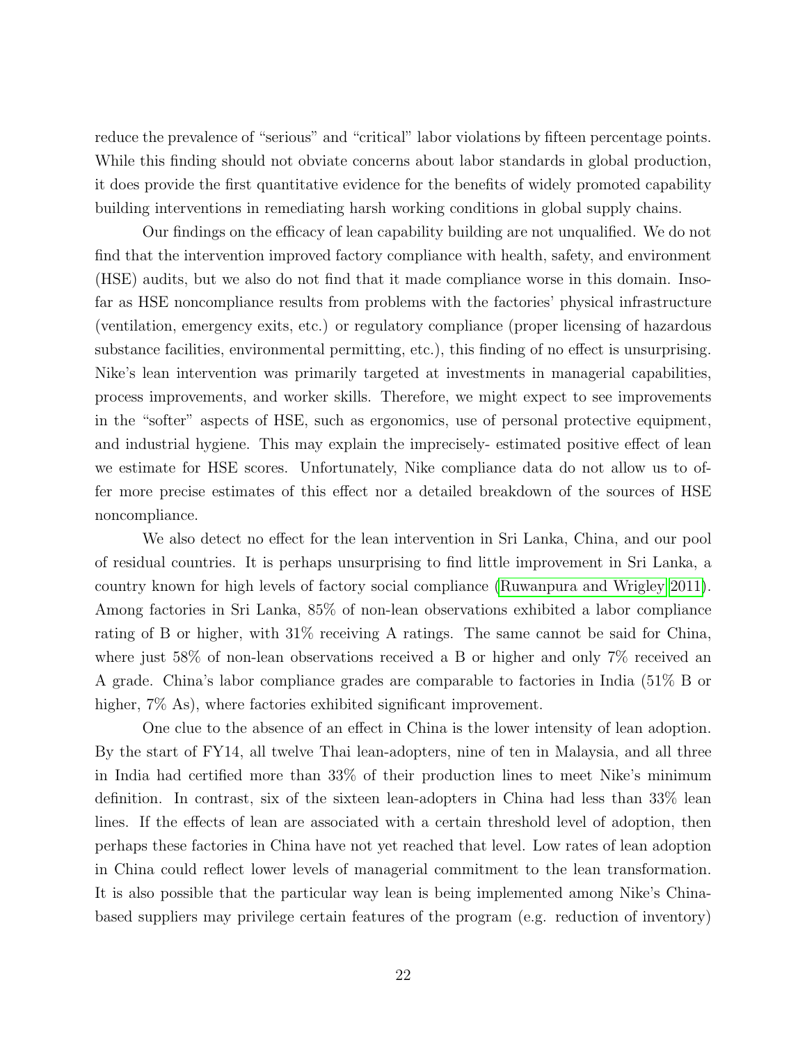reduce the prevalence of "serious" and "critical" labor violations by fifteen percentage points. While this finding should not obviate concerns about labor standards in global production, it does provide the first quantitative evidence for the benefits of widely promoted capability building interventions in remediating harsh working conditions in global supply chains.

Our findings on the efficacy of lean capability building are not unqualified. We do not find that the intervention improved factory compliance with health, safety, and environment (HSE) audits, but we also do not find that it made compliance worse in this domain. Insofar as HSE noncompliance results from problems with the factories' physical infrastructure (ventilation, emergency exits, etc.) or regulatory compliance (proper licensing of hazardous substance facilities, environmental permitting, etc.), this finding of no effect is unsurprising. Nike's lean intervention was primarily targeted at investments in managerial capabilities, process improvements, and worker skills. Therefore, we might expect to see improvements in the "softer" aspects of HSE, such as ergonomics, use of personal protective equipment, and industrial hygiene. This may explain the imprecisely- estimated positive effect of lean we estimate for HSE scores. Unfortunately, Nike compliance data do not allow us to offer more precise estimates of this effect nor a detailed breakdown of the sources of HSE noncompliance.

We also detect no effect for the lean intervention in Sri Lanka, China, and our pool of residual countries. It is perhaps unsurprising to find little improvement in Sri Lanka, a country known for high levels of factory social compliance (Ruwanpura and Wrigley 2011). Among factories in Sri Lanka, 85% of non-lean observations exhibited a labor compliance rating of B or higher, with 31% receiving A ratings. The same cannot be said for China, where just 58% of non-lean observations received a B or higher and only 7% received an A grade. China's labor compliance grades are comparable to factories in India (51% B or higher, 7% As), where factories exhibited significant improvement.

One clue to the absence of an effect in China is the lower intensity of lean adoption. By the start of FY14, all twelve Thai lean-adopters, nine of ten in Malaysia, and all three in India had certified more than 33% of their production lines to meet Nike's minimum definition. In contrast, six of the sixteen lean-adopters in China had less than 33% lean lines. If the effects of lean are associated with a certain threshold level of adoption, then perhaps these factories in China have not yet reached that level. Low rates of lean adoption in China could reflect lower levels of managerial commitment to the lean transformation. It is also possible that the particular way lean is being implemented among Nike's China-based suppliers may privilege certain features of the program (e.g. reduction of inventory)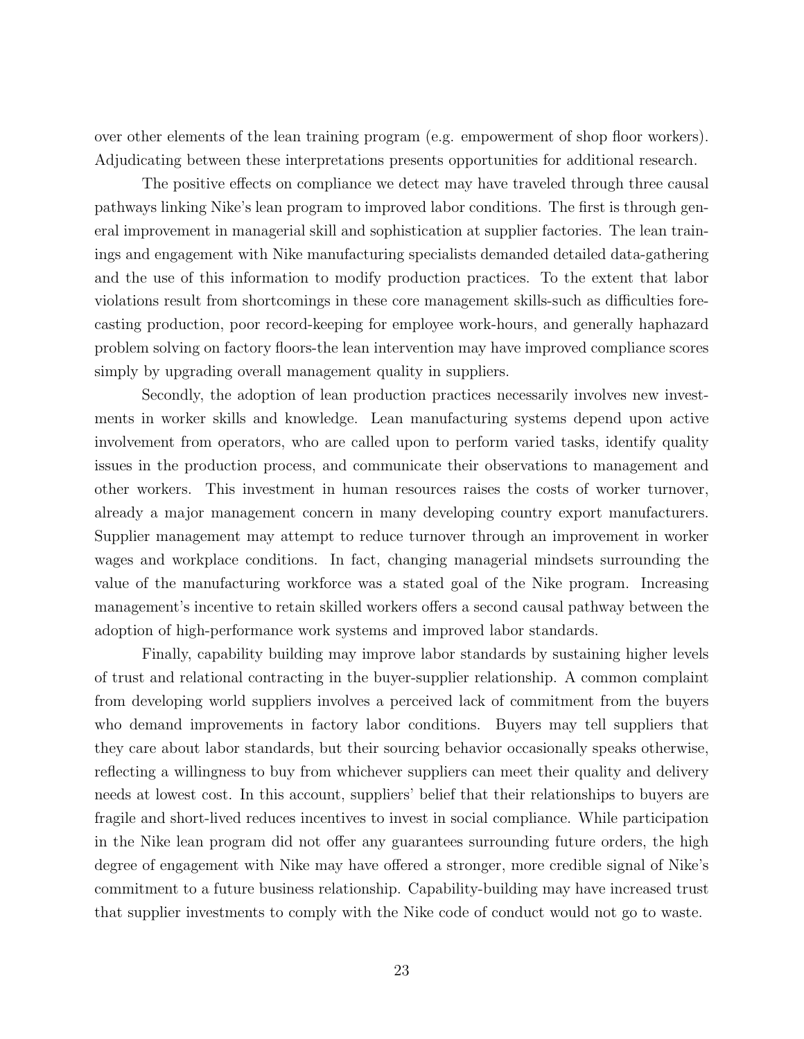over other elements of the lean training program (e.g. empowerment of shop floor workers). Adjudicating between these interpretations presents opportunities for additional research.

The positive effects on compliance we detect may have traveled through three causal pathways linking Nike's lean program to improved labor conditions. The first is through general improvement in managerial skill and sophistication at supplier factories. The lean trainings and engagement with Nike manufacturing specialists demanded detailed data-gathering and the use of this information to modify production practices. To the extent that labor violations result from shortcomings in these core management skills-such as difficulties forecasting production, poor record-keeping for employee work-hours, and generally haphazard problem solving on factory floors-the lean intervention may have improved compliance scores simply by upgrading overall management quality in suppliers.

Secondly, the adoption of lean production practices necessarily involves new investments in worker skills and knowledge. Lean manufacturing systems depend upon active involvement from operators, who are called upon to perform varied tasks, identify quality issues in the production process, and communicate their observations to management and other workers. This investment in human resources raises the costs of worker turnover, already a major management concern in many developing country export manufacturers. Supplier management may attempt to reduce turnover through an improvement in worker wages and workplace conditions. In fact, changing managerial mindsets surrounding the value of the manufacturing workforce was a stated goal of the Nike program. Increasing management's incentive to retain skilled workers offers a second causal pathway between the adoption of high-performance work systems and improved labor standards.

Finally, capability building may improve labor standards by sustaining higher levels of trust and relational contracting in the buyer-supplier relationship. A common complaint from developing world suppliers involves a perceived lack of commitment from the buyers who demand improvements in factory labor conditions. Buyers may tell suppliers that they care about labor standards, but their sourcing behavior occasionally speaks otherwise, reflecting a willingness to buy from whichever suppliers can meet their quality and delivery needs at lowest cost. In this account, suppliers' belief that their relationships to buyers are fragile and short-lived reduces incentives to invest in social compliance. While participation in the Nike lean program did not offer any guarantees surrounding future orders, the high degree of engagement with Nike may have offered a stronger, more credible signal of Nike's commitment to a future business relationship. Capability-building may have increased trust that supplier investments to comply with the Nike code of conduct would not go to waste.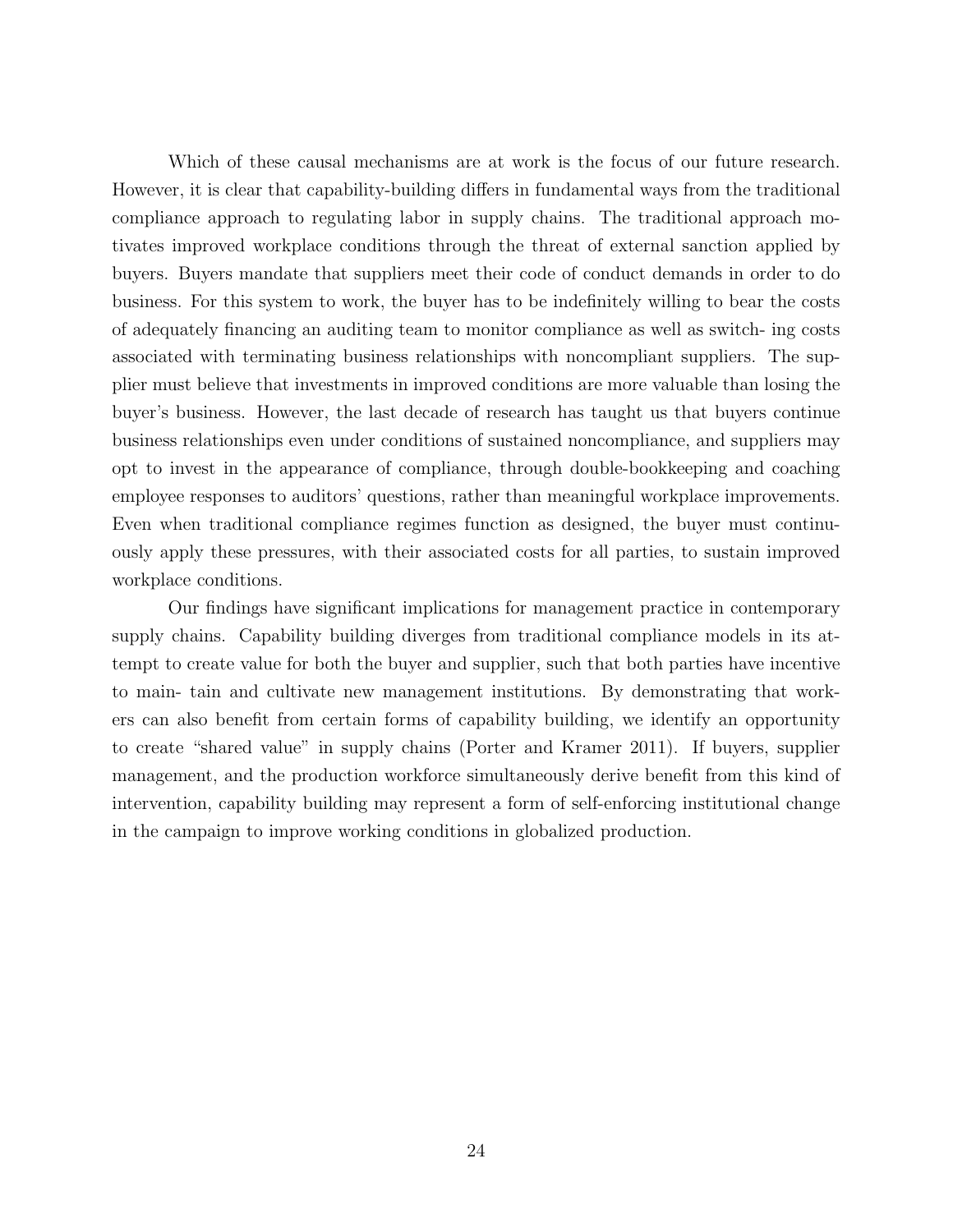Which of these causal mechanisms are at work is the focus of our future research. However, it is clear that capability-building differs in fundamental ways from the traditional compliance approach to regulating labor in supply chains. The traditional approach motivates improved workplace conditions through the threat of external sanction applied by buyers. Buyers mandate that suppliers meet their code of conduct demands in order to do business. For this system to work, the buyer has to be indefinitely willing to bear the costs of adequately financing an auditing team to monitor compliance as well as switch- ing costs associated with terminating business relationships with noncompliant suppliers. The supplier must believe that investments in improved conditions are more valuable than losing the buyer's business. However, the last decade of research has taught us that buyers continue business relationships even under conditions of sustained noncompliance, and suppliers may opt to invest in the appearance of compliance, through double-bookkeeping and coaching employee responses to auditors' questions, rather than meaningful workplace improvements. Even when traditional compliance regimes function as designed, the buyer must continuously apply these pressures, with their associated costs for all parties, to sustain improved workplace conditions.

Our findings have significant implications for management practice in contemporary supply chains. Capability building diverges from traditional compliance models in its attempt to create value for both the buyer and supplier, such that both parties have incentive to main- tain and cultivate new management institutions. By demonstrating that workers can also benefit from certain forms of capability building, we identify an opportunity to create "shared value" in supply chains (Porter and Kramer 2011). If buyers, supplier management, and the production workforce simultaneously derive benefit from this kind of intervention, capability building may represent a form of self-enforcing institutional change in the campaign to improve working conditions in globalized production.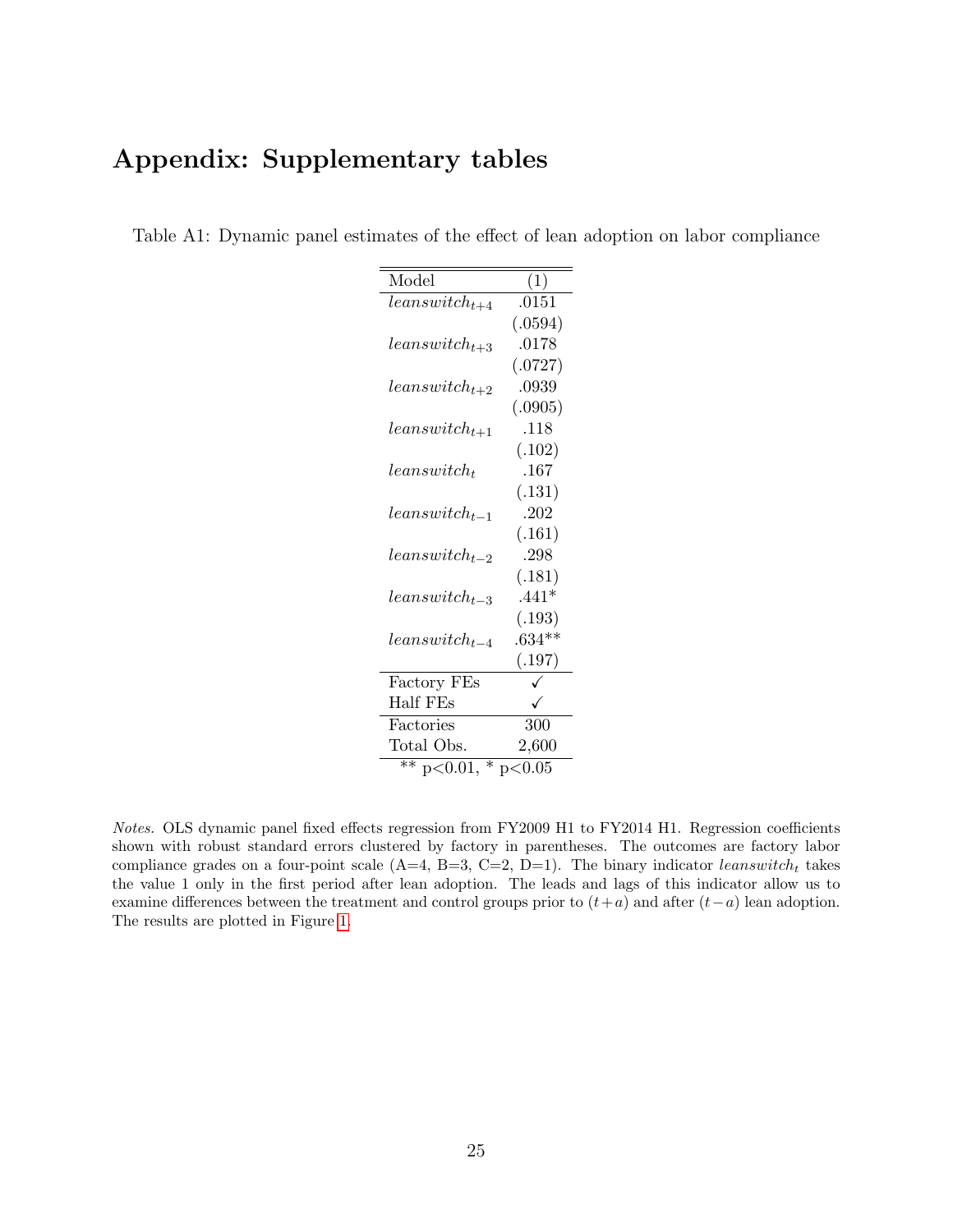# Appendix: Supplementary tables

Table A1: Dynamic panel estimates of the effect of lean adoption on labor compliance

| Model | (1) |
|---|---|
| $leanswitch_{t+4}$ | .0151 |
| | (.0594) |
| $leanswitch_{t+3}$ | .0178 |
| | (.0727) |
| $leanswitch_{t+2}$ | .0939 |
| | (.0905) |
| $leanswitch_{t+1}$ | .118 |
| | (.102) |
| $leanswitch_{t}$ | .167 |
| | (.131) |
| $leanswitch_{t-1}$ | .202 |
| | (.161) |
| $leanswitch_{t-2}$ | .298 |
| | (.181) |
| $leanswitch_{t-3}$ | .441* |
| | (.193) |
| $leanswitch_{t-4}$ | .634** |
| | (.197) |
| Factory FEs | ✓ |
| Half FEs | ✓ |
| Factories | 300 |
| Total Obs. | 2,600 |

** p<0.01, * p<0.05

*Notes.* OLS dynamic panel fixed effects regression from FY2009 H1 to FY2014 H1. Regression coefficients shown with robust standard errors clustered by factory in parentheses. The outcomes are factory labor compliance grades on a four-point scale (A=4, B=3, C=2, D=1). The binary indicator $leanswitch_t$ takes the value 1 only in the first period after lean adoption. The leads and lags of this indicator allow us to examine differences between the treatment and control groups prior to $(t+a)$ and after $(t-a)$ lean adoption. The results are plotted in Figure 1.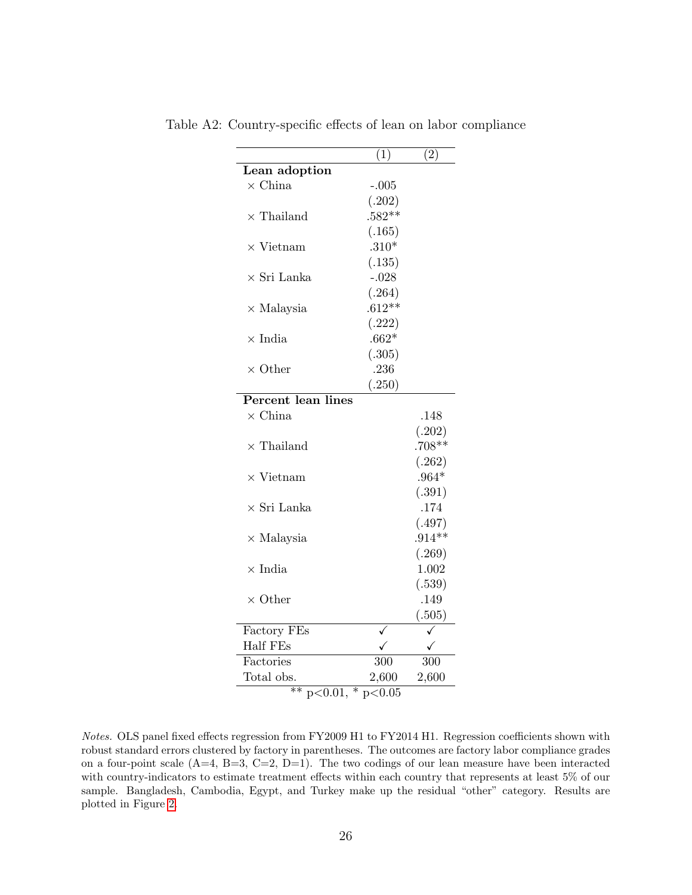Table A2: Country-specific effects of lean on labor compliance

| | (1) | (2) |
|---|---|---|
| **Lean adoption** | | |
| × China | -.005 | |
| | (.202) | |
| × Thailand | .582** | |
| | (.165) | |
| × Vietnam | .310* | |
| | (.135) | |
| × Sri Lanka | -.028 | |
| | (.264) | |
| × Malaysia | .612** | |
| | (.222) | |
| × India | .662* | |
| | (.305) | |
| × Other | .236 | |
| | (.250) | |
| **Percent lean lines** | | |
| × China | | .148 |
| | | (.202) |
| × Thailand | | .708** |
| | | (.262) |
| × Vietnam | | .964* |
| | | (.391) |
| × Sri Lanka | | .174 |
| | | (.497) |
| × Malaysia | | .914** |
| | | (.269) |
| × India | | 1.002 |
| | | (.539) |
| × Other | | .149 |
| | | (.505) |
| Factory FEs | ✓ | ✓ |
| Half FEs | ✓ | ✓ |
| Factories | 300 | 300 |
| Total obs. | 2,600 | 2,600 |

** p<0.01, * p<0.05

*Notes.* OLS panel fixed effects regression from FY2009 H1 to FY2014 H1. Regression coefficients shown with robust standard errors clustered by factory in parentheses. The outcomes are factory labor compliance grades on a four-point scale (A=4, B=3, C=2, D=1). The two codings of our lean measure have been interacted with country-indicators to estimate treatment effects within each country that represents at least 5% of our sample. Bangladesh, Cambodia, Egypt, and Turkey make up the residual "other" category. Results are plotted in Figure 2.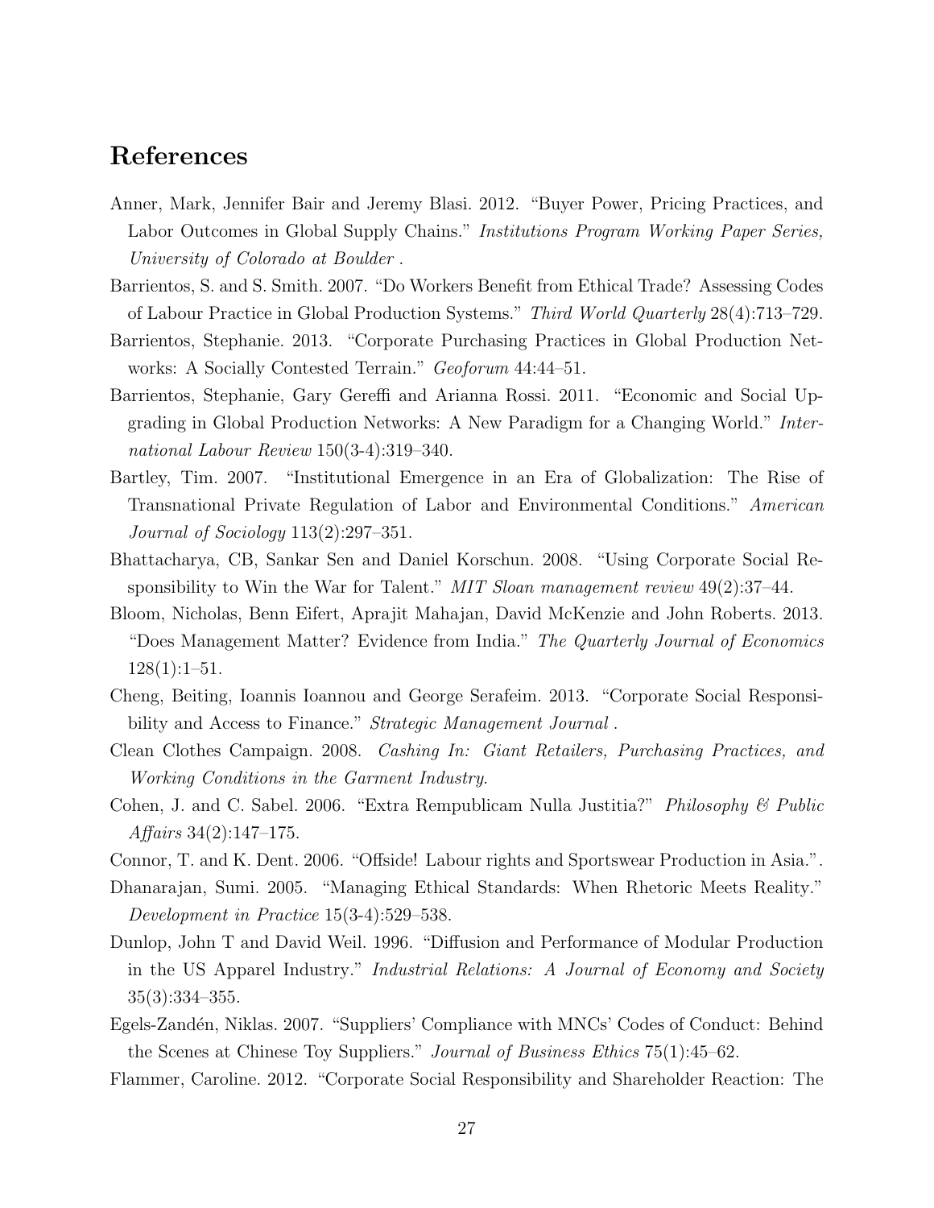# References

Anner, Mark, Jennifer Bair and Jeremy Blasi. 2012. "Buyer Power, Pricing Practices, and Labor Outcomes in Global Supply Chains." *Institutions Program Working Paper Series, University of Colorado at Boulder* .

Barrientos, S. and S. Smith. 2007. "Do Workers Benefit from Ethical Trade? Assessing Codes of Labour Practice in Global Production Systems." *Third World Quarterly* 28(4):713–729.

Barrientos, Stephanie. 2013. "Corporate Purchasing Practices in Global Production Networks: A Socially Contested Terrain." *Geoforum* 44:44–51.

Barrientos, Stephanie, Gary Gereffi and Arianna Rossi. 2011. "Economic and Social Upgrading in Global Production Networks: A New Paradigm for a Changing World." *International Labour Review* 150(3-4):319–340.

Bartley, Tim. 2007. "Institutional Emergence in an Era of Globalization: The Rise of Transnational Private Regulation of Labor and Environmental Conditions." *American Journal of Sociology* 113(2):297–351.

Bhattacharya, CB, Sankar Sen and Daniel Korschun. 2008. "Using Corporate Social Responsibility to Win the War for Talent." *MIT Sloan management review* 49(2):37–44.

Bloom, Nicholas, Benn Eifert, Aprajit Mahajan, David McKenzie and John Roberts. 2013. "Does Management Matter? Evidence from India." *The Quarterly Journal of Economics* 128(1):1–51.

Cheng, Beiting, Ioannis Ioannou and George Serafeim. 2013. "Corporate Social Responsibility and Access to Finance." *Strategic Management Journal* .

Clean Clothes Campaign. 2008. *Cashing In: Giant Retailers, Purchasing Practices, and Working Conditions in the Garment Industry*.

Cohen, J. and C. Sabel. 2006. "Extra Rempublicam Nulla Justitia?" *Philosophy & Public Affairs* 34(2):147–175.

Connor, T. and K. Dent. 2006. "Offside! Labour rights and Sportswear Production in Asia.".

Dhanarajan, Sumi. 2005. "Managing Ethical Standards: When Rhetoric Meets Reality." *Development in Practice* 15(3-4):529–538.

Dunlop, John T and David Weil. 1996. "Diffusion and Performance of Modular Production in the US Apparel Industry." *Industrial Relations: A Journal of Economy and Society* 35(3):334–355.

Egels-Zandén, Niklas. 2007. "Suppliers' Compliance with MNCs' Codes of Conduct: Behind the Scenes at Chinese Toy Suppliers." *Journal of Business Ethics* 75(1):45–62.

Flammer, Caroline. 2012. "Corporate Social Responsibility and Shareholder Reaction: The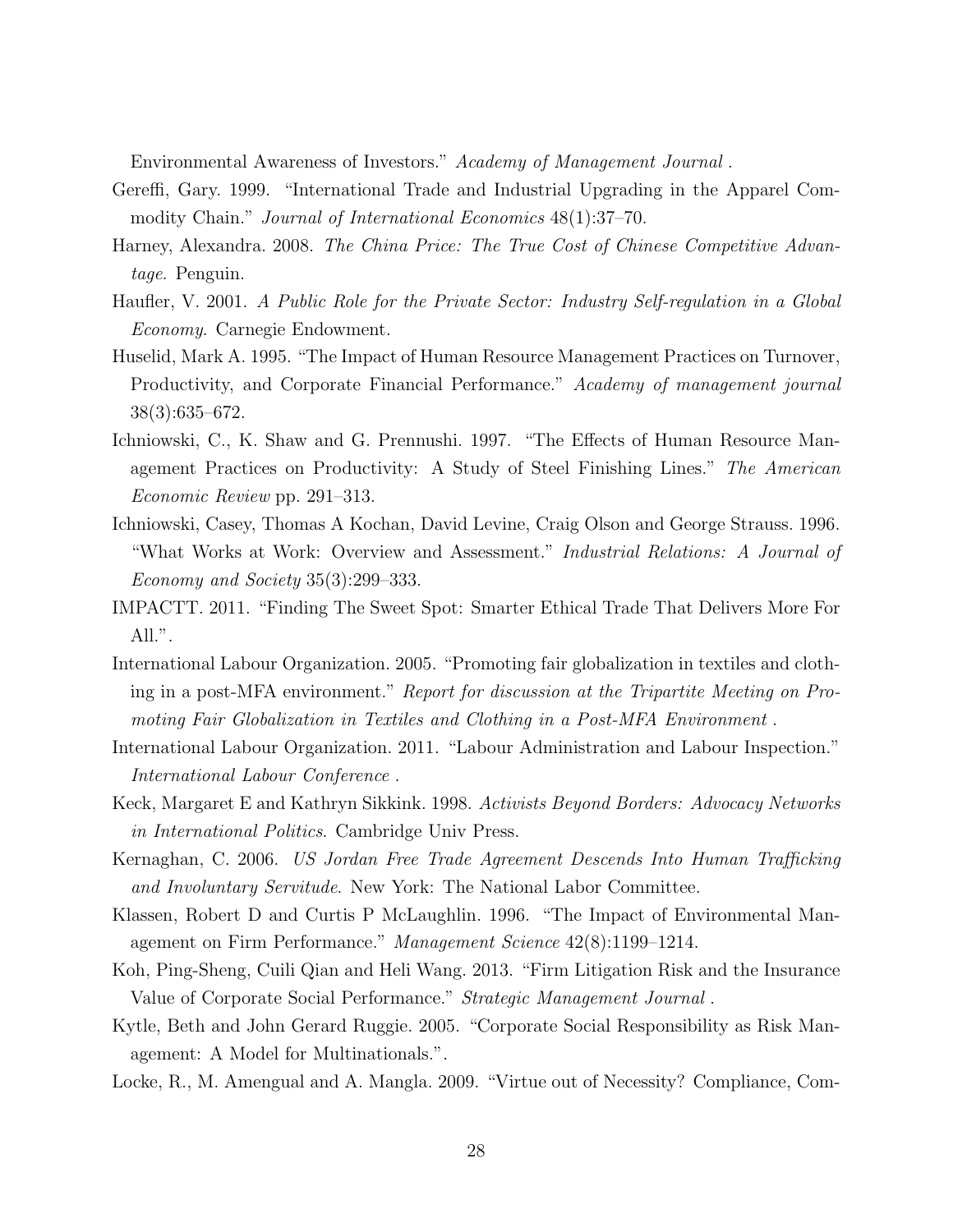Environmental Awareness of Investors." *Academy of Management Journal* .

Gereffi, Gary. 1999. "International Trade and Industrial Upgrading in the Apparel Commodity Chain." *Journal of International Economics* 48(1):37–70.

Harney, Alexandra. 2008. *The China Price: The True Cost of Chinese Competitive Advantage*. Penguin.

Haufler, V. 2001. *A Public Role for the Private Sector: Industry Self-regulation in a Global Economy*. Carnegie Endowment.

Huselid, Mark A. 1995. "The Impact of Human Resource Management Practices on Turnover, Productivity, and Corporate Financial Performance." *Academy of management journal* 38(3):635–672.

Ichniowski, C., K. Shaw and G. Prennushi. 1997. "The Effects of Human Resource Management Practices on Productivity: A Study of Steel Finishing Lines." *The American Economic Review* pp. 291–313.

Ichniowski, Casey, Thomas A Kochan, David Levine, Craig Olson and George Strauss. 1996. "What Works at Work: Overview and Assessment." *Industrial Relations: A Journal of Economy and Society* 35(3):299–333.

IMPACTT. 2011. "Finding The Sweet Spot: Smarter Ethical Trade That Delivers More For All.".

International Labour Organization. 2005. "Promoting fair globalization in textiles and clothing in a post-MFA environment." *Report for discussion at the Tripartite Meeting on Promoting Fair Globalization in Textiles and Clothing in a Post-MFA Environment* .

International Labour Organization. 2011. "Labour Administration and Labour Inspection." *International Labour Conference* .

Keck, Margaret E and Kathryn Sikkink. 1998. *Activists Beyond Borders: Advocacy Networks in International Politics*. Cambridge Univ Press.

Kernaghan, C. 2006. *US Jordan Free Trade Agreement Descends Into Human Trafficking and Involuntary Servitude*. New York: The National Labor Committee.

Klassen, Robert D and Curtis P McLaughlin. 1996. "The Impact of Environmental Management on Firm Performance." *Management Science* 42(8):1199–1214.

Koh, Ping-Sheng, Cuili Qian and Heli Wang. 2013. "Firm Litigation Risk and the Insurance Value of Corporate Social Performance." *Strategic Management Journal* .

Kytle, Beth and John Gerard Ruggie. 2005. "Corporate Social Responsibility as Risk Management: A Model for Multinationals.".

Locke, R., M. Amengual and A. Mangla. 2009. "Virtue out of Necessity? Compliance, Com-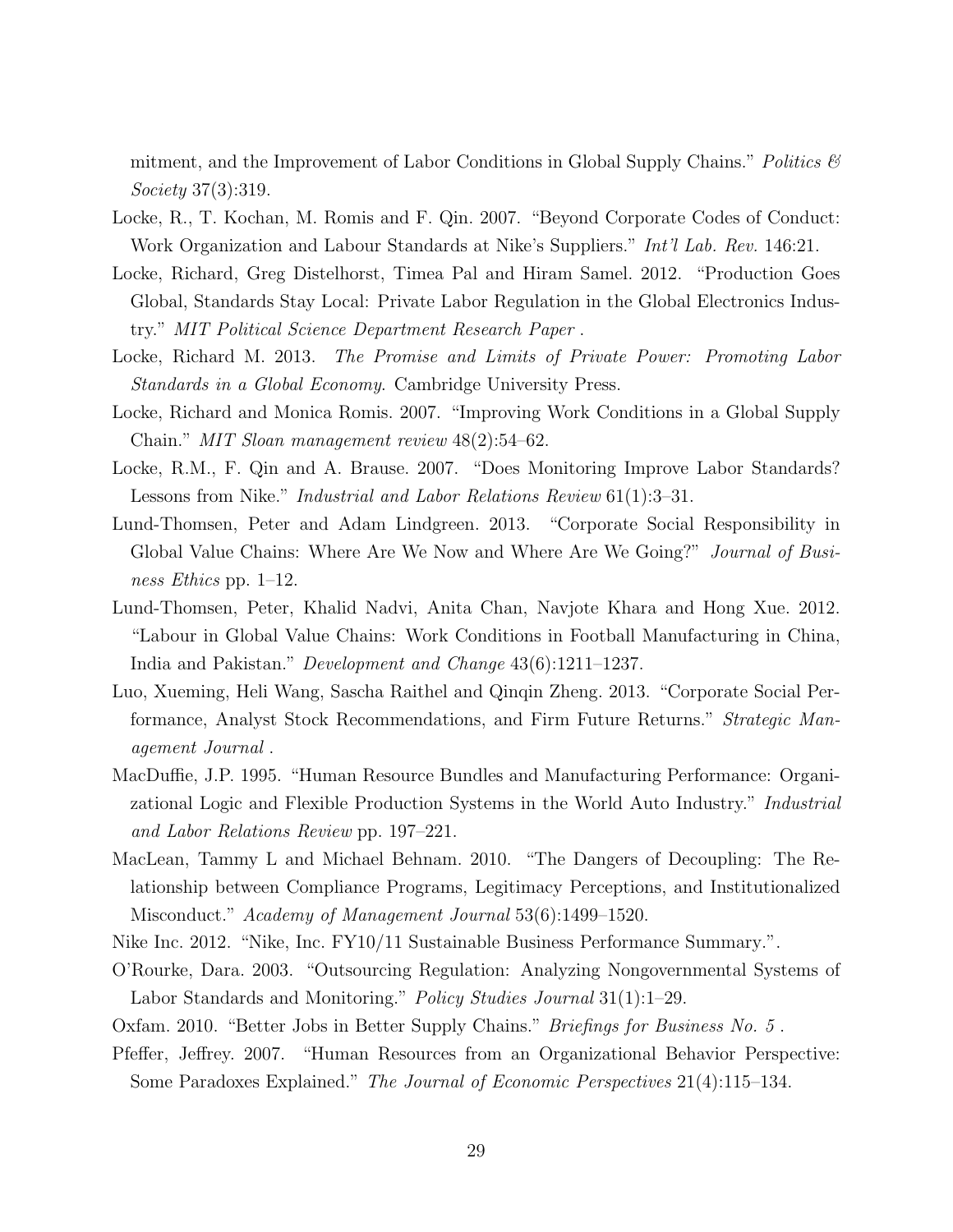mitment, and the Improvement of Labor Conditions in Global Supply Chains." *Politics & Society* 37(3):319.

Locke, R., T. Kochan, M. Romis and F. Qin. 2007. "Beyond Corporate Codes of Conduct: Work Organization and Labour Standards at Nike's Suppliers." *Int'l Lab. Rev.* 146:21.

Locke, Richard, Greg Distelhorst, Timea Pal and Hiram Samel. 2012. "Production Goes Global, Standards Stay Local: Private Labor Regulation in the Global Electronics Industry." *MIT Political Science Department Research Paper* .

Locke, Richard M. 2013. *The Promise and Limits of Private Power: Promoting Labor Standards in a Global Economy.* Cambridge University Press.

Locke, Richard and Monica Romis. 2007. "Improving Work Conditions in a Global Supply Chain." *MIT Sloan management review* 48(2):54–62.

Locke, R.M., F. Qin and A. Brause. 2007. "Does Monitoring Improve Labor Standards? Lessons from Nike." *Industrial and Labor Relations Review* 61(1):3–31.

Lund-Thomsen, Peter and Adam Lindgreen. 2013. "Corporate Social Responsibility in Global Value Chains: Where Are We Now and Where Are We Going?" *Journal of Business Ethics* pp. 1–12.

Lund-Thomsen, Peter, Khalid Nadvi, Anita Chan, Navjote Khara and Hong Xue. 2012. "Labour in Global Value Chains: Work Conditions in Football Manufacturing in China, India and Pakistan." *Development and Change* 43(6):1211–1237.

Luo, Xueming, Heli Wang, Sascha Raithel and Qinqin Zheng. 2013. "Corporate Social Performance, Analyst Stock Recommendations, and Firm Future Returns." *Strategic Management Journal* .

MacDuffie, J.P. 1995. "Human Resource Bundles and Manufacturing Performance: Organizational Logic and Flexible Production Systems in the World Auto Industry." *Industrial and Labor Relations Review* pp. 197–221.

MacLean, Tammy L and Michael Behnam. 2010. "The Dangers of Decoupling: The Relationship between Compliance Programs, Legitimacy Perceptions, and Institutionalized Misconduct." *Academy of Management Journal* 53(6):1499–1520.

Nike Inc. 2012. "Nike, Inc. FY10/11 Sustainable Business Performance Summary.".

O'Rourke, Dara. 2003. "Outsourcing Regulation: Analyzing Nongovernmental Systems of Labor Standards and Monitoring." *Policy Studies Journal* 31(1):1–29.

Oxfam. 2010. "Better Jobs in Better Supply Chains." *Briefings for Business No. 5* .

Pfeffer, Jeffrey. 2007. "Human Resources from an Organizational Behavior Perspective: Some Paradoxes Explained." *The Journal of Economic Perspectives* 21(4):115–134.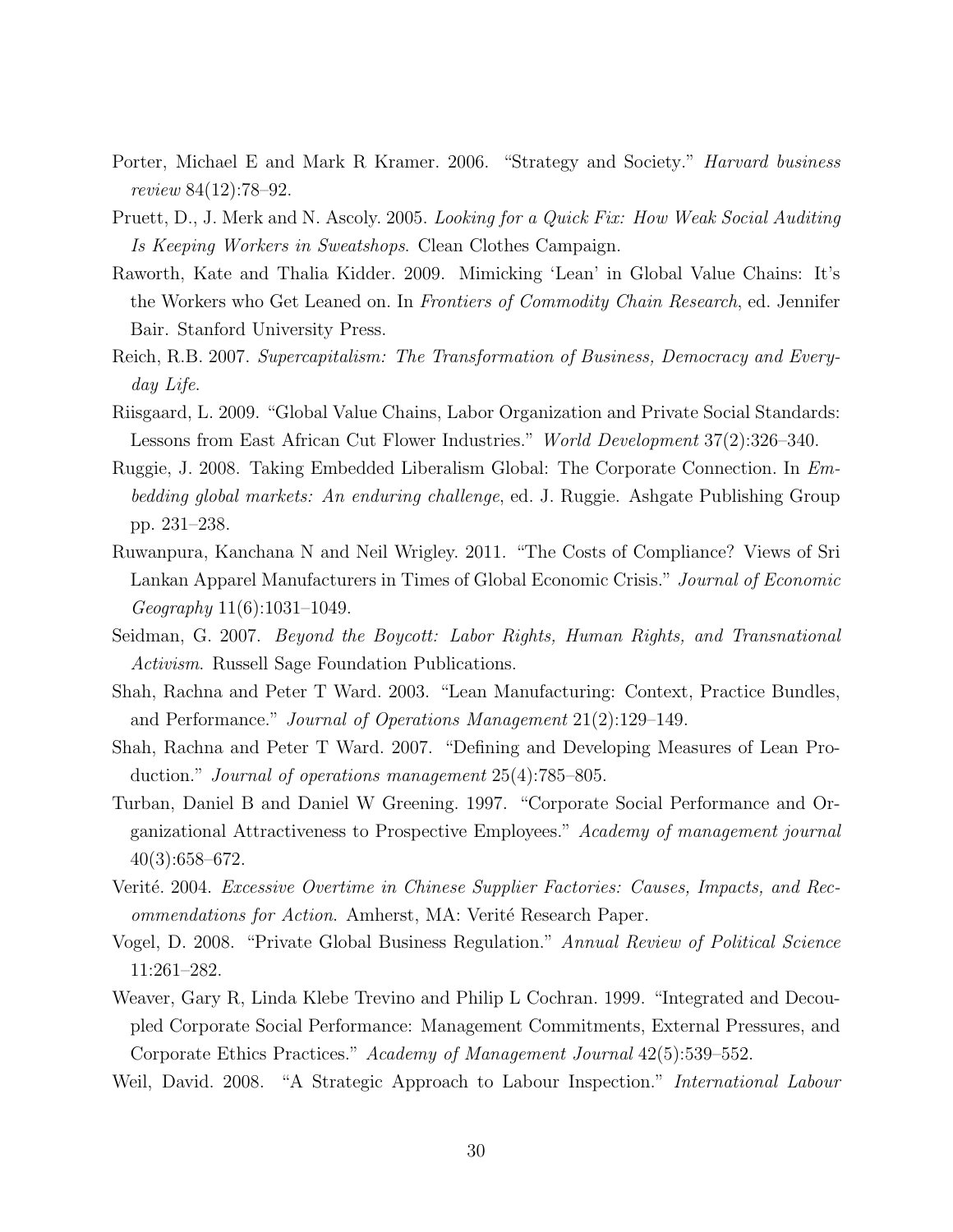Porter, Michael E and Mark R Kramer. 2006. "Strategy and Society." *Harvard business review* 84(12):78–92.

Pruett, D., J. Merk and N. Ascoly. 2005. *Looking for a Quick Fix: How Weak Social Auditing Is Keeping Workers in Sweatshops*. Clean Clothes Campaign.

Raworth, Kate and Thalia Kidder. 2009. Mimicking 'Lean' in Global Value Chains: It's the Workers who Get Leaned on. In *Frontiers of Commodity Chain Research*, ed. Jennifer Bair. Stanford University Press.

Reich, R.B. 2007. *Supercapitalism: The Transformation of Business, Democracy and Everyday Life*.

Riisgaard, L. 2009. "Global Value Chains, Labor Organization and Private Social Standards: Lessons from East African Cut Flower Industries." *World Development* 37(2):326–340.

Ruggie, J. 2008. Taking Embedded Liberalism Global: The Corporate Connection. In *Embedding global markets: An enduring challenge*, ed. J. Ruggie. Ashgate Publishing Group pp. 231–238.

Ruwanpura, Kanchana N and Neil Wrigley. 2011. "The Costs of Compliance? Views of Sri Lankan Apparel Manufacturers in Times of Global Economic Crisis." *Journal of Economic Geography* 11(6):1031–1049.

Seidman, G. 2007. *Beyond the Boycott: Labor Rights, Human Rights, and Transnational Activism*. Russell Sage Foundation Publications.

Shah, Rachna and Peter T Ward. 2003. "Lean Manufacturing: Context, Practice Bundles, and Performance." *Journal of Operations Management* 21(2):129–149.

Shah, Rachna and Peter T Ward. 2007. "Defining and Developing Measures of Lean Production." *Journal of operations management* 25(4):785–805.

Turban, Daniel B and Daniel W Greening. 1997. "Corporate Social Performance and Organizational Attractiveness to Prospective Employees." *Academy of management journal* 40(3):658–672.

Verité. 2004. *Excessive Overtime in Chinese Supplier Factories: Causes, Impacts, and Recommendations for Action*. Amherst, MA: Verité Research Paper.

Vogel, D. 2008. "Private Global Business Regulation." *Annual Review of Political Science* 11:261–282.

Weaver, Gary R, Linda Klebe Trevino and Philip L Cochran. 1999. "Integrated and Decoupled Corporate Social Performance: Management Commitments, External Pressures, and Corporate Ethics Practices." *Academy of Management Journal* 42(5):539–552.

Weil, David. 2008. "A Strategic Approach to Labour Inspection." *International Labour*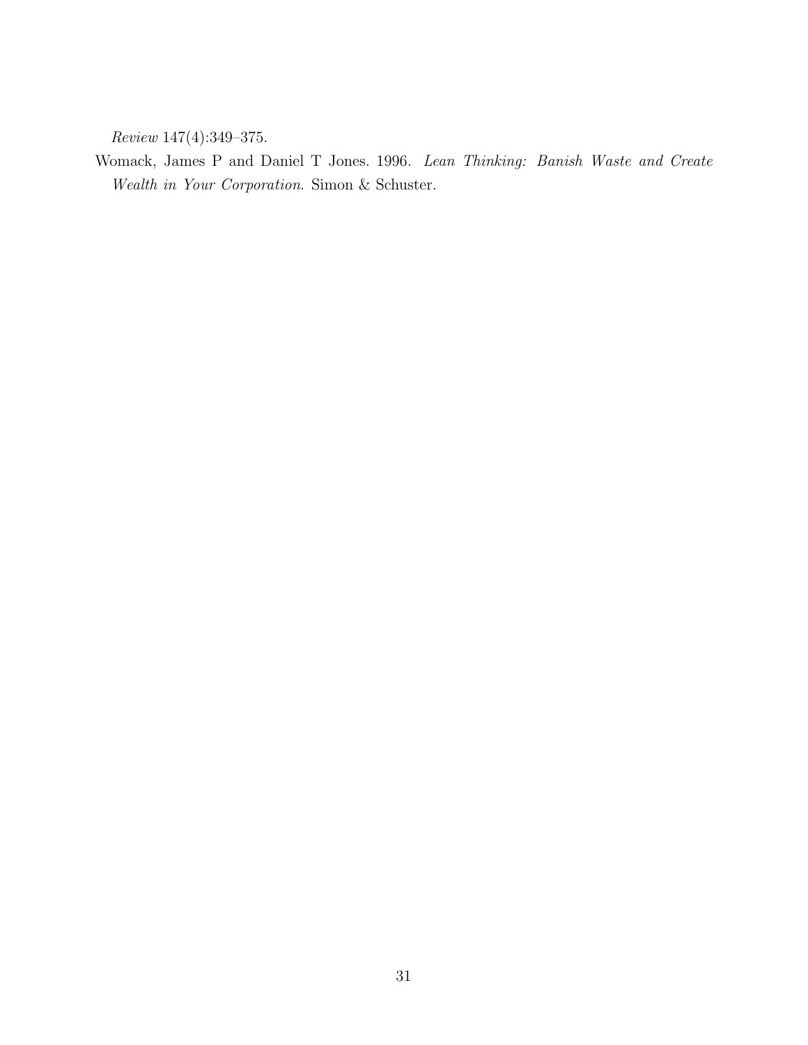*Review* 147(4):349–375.

Womack, James P and Daniel T Jones. 1996. *Lean Thinking: Banish Waste and Create Wealth in Your Corporation*. Simon & Schuster.